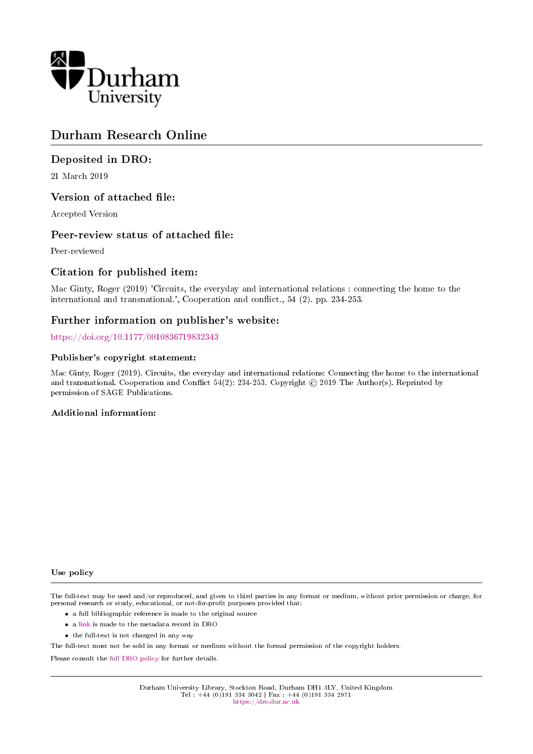Durham University

# Durham Research Online

## Deposited in DRO:

21 March 2019

## Version of attached file:

Accepted Version

## Peer-review status of attached file:

Peer-reviewed

## Citation for published item:

Mac Ginty, Roger (2019) 'Circuits, the everyday and international relations : connecting the home to the international and transnational.', Cooperation and conflict., 54 (2). pp. 234-253.

## Further information on publisher's website:

https://doi.org/10.1177/0010836719832343

### Publisher's copyright statement:

Mac Ginty, Roger (2019). Circuits, the everyday and international relations: Connecting the home to the international and transnational. Cooperation and Conflict 54(2): 234-253. Copyright © 2019 The Author(s). Reprinted by permission of SAGE Publications.

### Additional information:

### Use policy

The full-text may be used and/or reproduced, and given to third parties in any format or medium, without prior permission or charge, for personal research or study, educational, or not-for-profit purposes provided that:

- a full bibliographic reference is made to the original source
- a link is made to the metadata record in DRO
- the full-text is not changed in any way

The full-text must not be sold in any format or medium without the formal permission of the copyright holders.

Please consult the full DRO policy for further details.

Durham University Library, Stockton Road, Durham DH1 3LY, United Kingdom
Tel : +44 (0)191 334 3042 | Fax : +44 (0)191 334 2971
https://dro.dur.ac.uk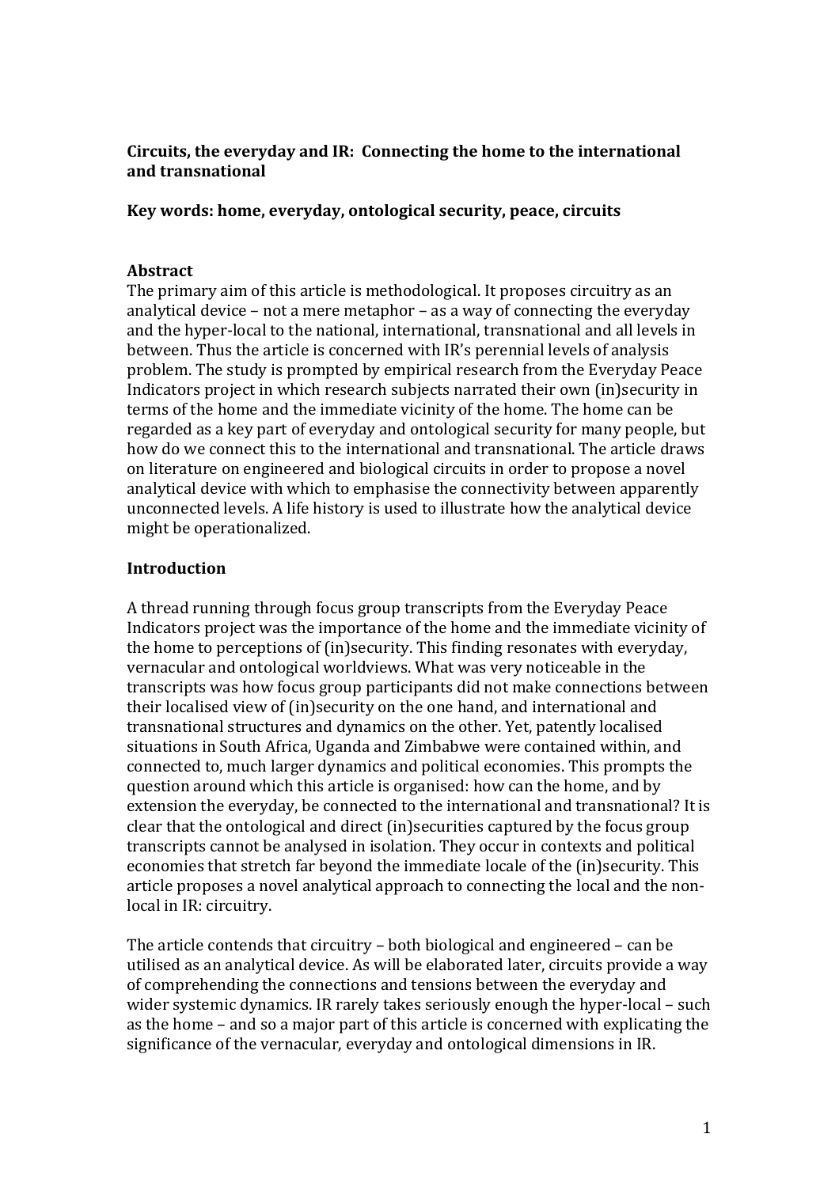**Circuits, the everyday and IR: Connecting the home to the international and transnational**

**Key words: home, everyday, ontological security, peace, circuits**

## Abstract

The primary aim of this article is methodological. It proposes circuitry as an analytical device – not a mere metaphor – as a way of connecting the everyday and the hyper-local to the national, international, transnational and all levels in between. Thus the article is concerned with IR's perennial levels of analysis problem. The study is prompted by empirical research from the Everyday Peace Indicators project in which research subjects narrated their own (in)security in terms of the home and the immediate vicinity of the home. The home can be regarded as a key part of everyday and ontological security for many people, but how do we connect this to the international and transnational. The article draws on literature on engineered and biological circuits in order to propose a novel analytical device with which to emphasise the connectivity between apparently unconnected levels. A life history is used to illustrate how the analytical device might be operationalized.

## Introduction

A thread running through focus group transcripts from the Everyday Peace Indicators project was the importance of the home and the immediate vicinity of the home to perceptions of (in)security. This finding resonates with everyday, vernacular and ontological worldviews. What was very noticeable in the transcripts was how focus group participants did not make connections between their localised view of (in)security on the one hand, and international and transnational structures and dynamics on the other. Yet, patently localised situations in South Africa, Uganda and Zimbabwe were contained within, and connected to, much larger dynamics and political economies. This prompts the question around which this article is organised: how can the home, and by extension the everyday, be connected to the international and transnational? It is clear that the ontological and direct (in)securities captured by the focus group transcripts cannot be analysed in isolation. They occur in contexts and political economies that stretch far beyond the immediate locale of the (in)security. This article proposes a novel analytical approach to connecting the local and the non-local in IR: circuitry.

The article contends that circuitry – both biological and engineered – can be utilised as an analytical device. As will be elaborated later, circuits provide a way of comprehending the connections and tensions between the everyday and wider systemic dynamics. IR rarely takes seriously enough the hyper-local – such as the home – and so a major part of this article is concerned with explicating the significance of the vernacular, everyday and ontological dimensions in IR.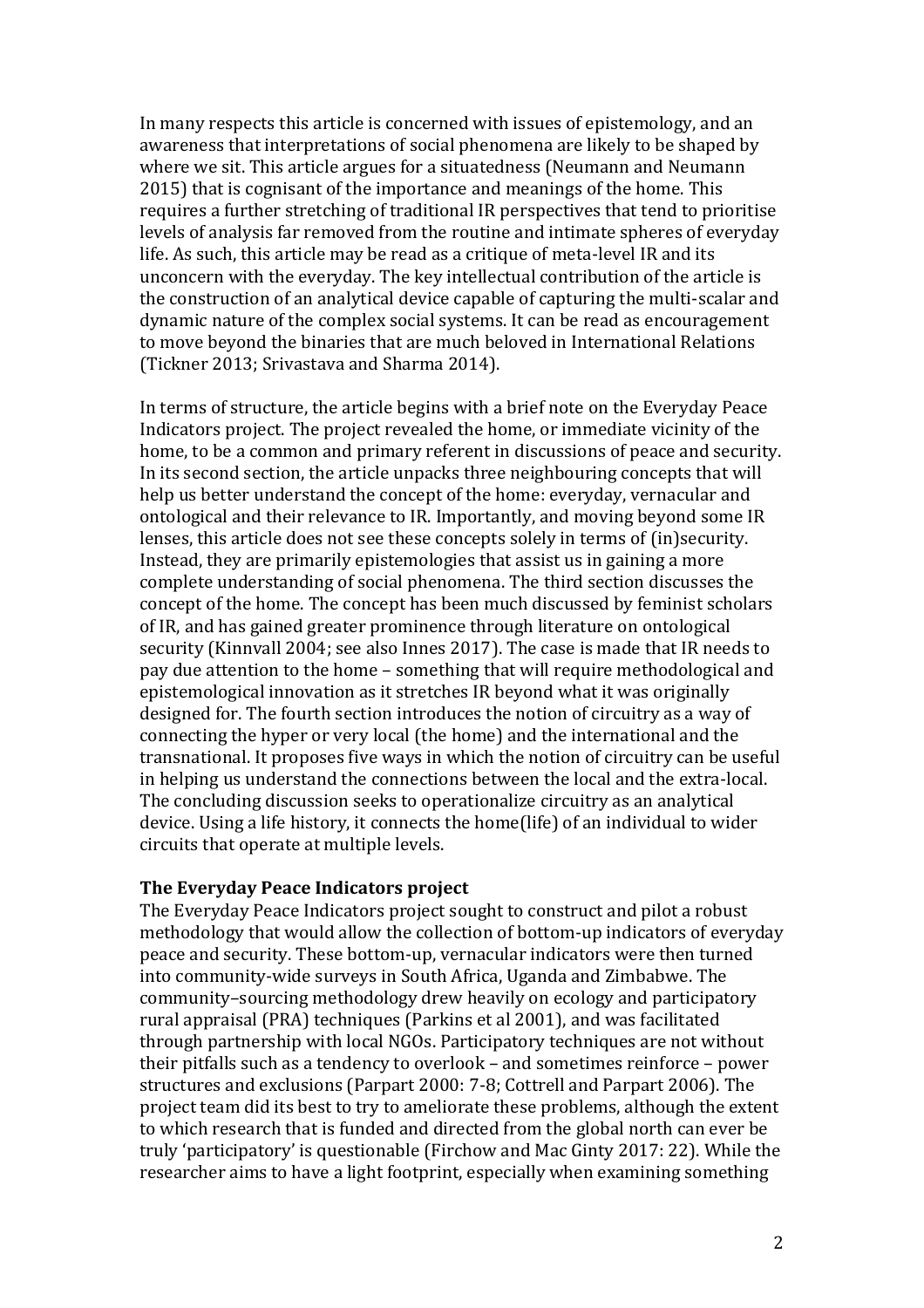In many respects this article is concerned with issues of epistemology, and an awareness that interpretations of social phenomena are likely to be shaped by where we sit. This article argues for a situatedness (Neumann and Neumann 2015) that is cognisant of the importance and meanings of the home. This requires a further stretching of traditional IR perspectives that tend to prioritise levels of analysis far removed from the routine and intimate spheres of everyday life. As such, this article may be read as a critique of meta-level IR and its unconcern with the everyday. The key intellectual contribution of the article is the construction of an analytical device capable of capturing the multi-scalar and dynamic nature of the complex social systems. It can be read as encouragement to move beyond the binaries that are much beloved in International Relations (Tickner 2013; Srivastava and Sharma 2014).

In terms of structure, the article begins with a brief note on the Everyday Peace Indicators project. The project revealed the home, or immediate vicinity of the home, to be a common and primary referent in discussions of peace and security. In its second section, the article unpacks three neighbouring concepts that will help us better understand the concept of the home: everyday, vernacular and ontological and their relevance to IR. Importantly, and moving beyond some IR lenses, this article does not see these concepts solely in terms of (in)security. Instead, they are primarily epistemologies that assist us in gaining a more complete understanding of social phenomena. The third section discusses the concept of the home. The concept has been much discussed by feminist scholars of IR, and has gained greater prominence through literature on ontological security (Kinnvall 2004; see also Innes 2017). The case is made that IR needs to pay due attention to the home – something that will require methodological and epistemological innovation as it stretches IR beyond what it was originally designed for. The fourth section introduces the notion of circuitry as a way of connecting the hyper or very local (the home) and the international and the transnational. It proposes five ways in which the notion of circuitry can be useful in helping us understand the connections between the local and the extra-local. The concluding discussion seeks to operationalize circuitry as an analytical device. Using a life history, it connects the home(life) of an individual to wider circuits that operate at multiple levels.

## The Everyday Peace Indicators project

The Everyday Peace Indicators project sought to construct and pilot a robust methodology that would allow the collection of bottom-up indicators of everyday peace and security. These bottom-up, vernacular indicators were then turned into community-wide surveys in South Africa, Uganda and Zimbabwe. The community–sourcing methodology drew heavily on ecology and participatory rural appraisal (PRA) techniques (Parkins et al 2001), and was facilitated through partnership with local NGOs. Participatory techniques are not without their pitfalls such as a tendency to overlook – and sometimes reinforce – power structures and exclusions (Parpart 2000: 7-8; Cottrell and Parpart 2006). The project team did its best to try to ameliorate these problems, although the extent to which research that is funded and directed from the global north can ever be truly 'participatory' is questionable (Firchow and Mac Ginty 2017: 22). While the researcher aims to have a light footprint, especially when examining something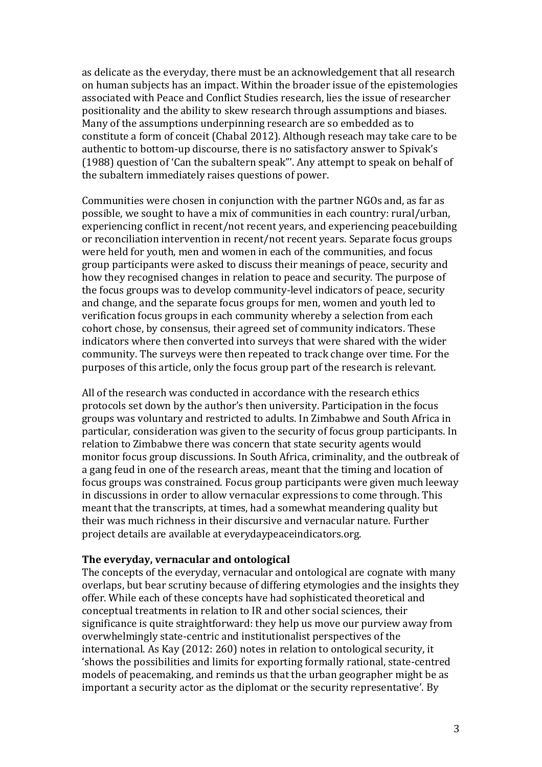as delicate as the everyday, there must be an acknowledgement that all research on human subjects has an impact. Within the broader issue of the epistemologies associated with Peace and Conflict Studies research, lies the issue of researcher positionality and the ability to skew research through assumptions and biases. Many of the assumptions underpinning research are so embedded as to constitute a form of conceit (Chabal 2012). Although reseach may take care to be authentic to bottom-up discourse, there is no satisfactory answer to Spivak's (1988) question of 'Can the subaltern speak"'. Any attempt to speak on behalf of the subaltern immediately raises questions of power.

Communities were chosen in conjunction with the partner NGOs and, as far as possible, we sought to have a mix of communities in each country: rural/urban, experiencing conflict in recent/not recent years, and experiencing peacebuilding or reconciliation intervention in recent/not recent years. Separate focus groups were held for youth, men and women in each of the communities, and focus group participants were asked to discuss their meanings of peace, security and how they recognised changes in relation to peace and security. The purpose of the focus groups was to develop community-level indicators of peace, security and change, and the separate focus groups for men, women and youth led to verification focus groups in each community whereby a selection from each cohort chose, by consensus, their agreed set of community indicators. These indicators where then converted into surveys that were shared with the wider community. The surveys were then repeated to track change over time. For the purposes of this article, only the focus group part of the research is relevant.

All of the research was conducted in accordance with the research ethics protocols set down by the author's then university. Participation in the focus groups was voluntary and restricted to adults. In Zimbabwe and South Africa in particular, consideration was given to the security of focus group participants. In relation to Zimbabwe there was concern that state security agents would monitor focus group discussions. In South Africa, criminality, and the outbreak of a gang feud in one of the research areas, meant that the timing and location of focus groups was constrained. Focus group participants were given much leeway in discussions in order to allow vernacular expressions to come through. This meant that the transcripts, at times, had a somewhat meandering quality but their was much richness in their discursive and vernacular nature. Further project details are available at everydaypeaceindicators.org.

**The everyday, vernacular and ontological**

The concepts of the everyday, vernacular and ontological are cognate with many overlaps, but bear scrutiny because of differing etymologies and the insights they offer. While each of these concepts have had sophisticated theoretical and conceptual treatments in relation to IR and other social sciences, their significance is quite straightforward: they help us move our purview away from overwhelmingly state-centric and institutionalist perspectives of the international. As Kay (2012: 260) notes in relation to ontological security, it 'shows the possibilities and limits for exporting formally rational, state-centred models of peacemaking, and reminds us that the urban geographer might be as important a security actor as the diplomat or the security representative'. By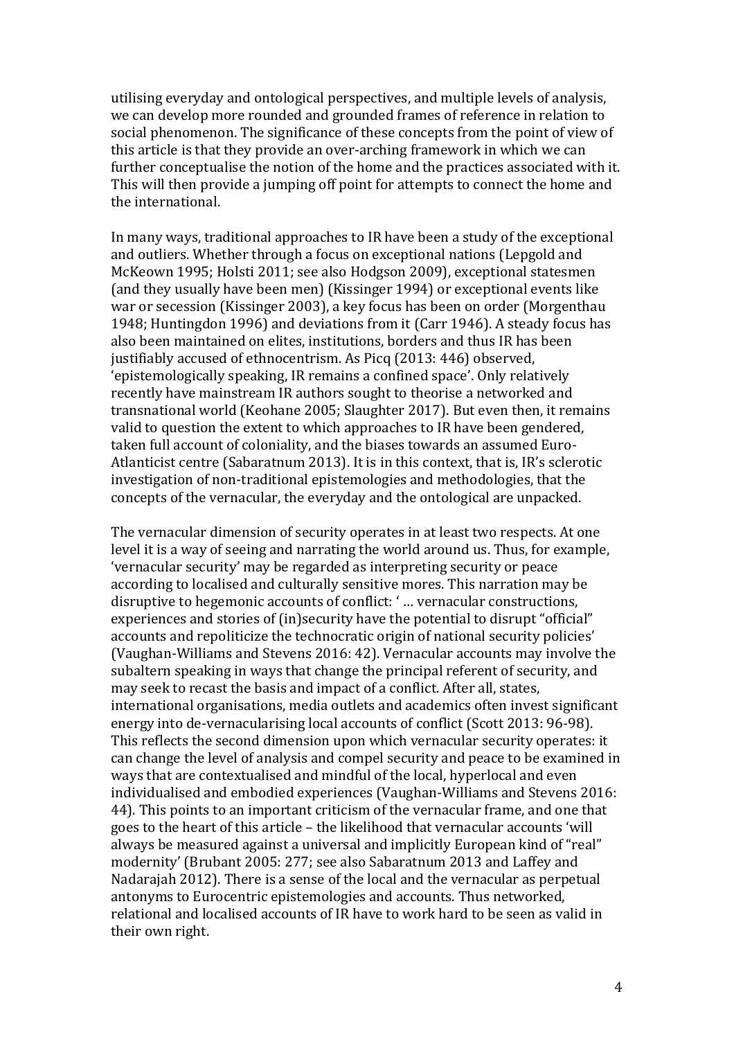utilising everyday and ontological perspectives, and multiple levels of analysis, we can develop more rounded and grounded frames of reference in relation to social phenomenon. The significance of these concepts from the point of view of this article is that they provide an over-arching framework in which we can further conceptualise the notion of the home and the practices associated with it. This will then provide a jumping off point for attempts to connect the home and the international.

In many ways, traditional approaches to IR have been a study of the exceptional and outliers. Whether through a focus on exceptional nations (Lepgold and McKeown 1995; Holsti 2011; see also Hodgson 2009), exceptional statesmen (and they usually have been men) (Kissinger 1994) or exceptional events like war or secession (Kissinger 2003), a key focus has been on order (Morgenthau 1948; Huntingdon 1996) and deviations from it (Carr 1946). A steady focus has also been maintained on elites, institutions, borders and thus IR has been justifiably accused of ethnocentrism. As Picq (2013: 446) observed, 'epistemologically speaking, IR remains a confined space'. Only relatively recently have mainstream IR authors sought to theorise a networked and transnational world (Keohane 2005; Slaughter 2017). But even then, it remains valid to question the extent to which approaches to IR have been gendered, taken full account of coloniality, and the biases towards an assumed Euro-Atlanticist centre (Sabaratnum 2013). It is in this context, that is, IR's sclerotic investigation of non-traditional epistemologies and methodologies, that the concepts of the vernacular, the everyday and the ontological are unpacked.

The vernacular dimension of security operates in at least two respects. At one level it is a way of seeing and narrating the world around us. Thus, for example, 'vernacular security' may be regarded as interpreting security or peace according to localised and culturally sensitive mores. This narration may be disruptive to hegemonic accounts of conflict: ' … vernacular constructions, experiences and stories of (in)security have the potential to disrupt "official" accounts and repoliticize the technocratic origin of national security policies' (Vaughan-Williams and Stevens 2016: 42). Vernacular accounts may involve the subaltern speaking in ways that change the principal referent of security, and may seek to recast the basis and impact of a conflict. After all, states, international organisations, media outlets and academics often invest significant energy into de-vernacularising local accounts of conflict (Scott 2013: 96-98). This reflects the second dimension upon which vernacular security operates: it can change the level of analysis and compel security and peace to be examined in ways that are contextualised and mindful of the local, hyperlocal and even individualised and embodied experiences (Vaughan-Williams and Stevens 2016: 44). This points to an important criticism of the vernacular frame, and one that goes to the heart of this article – the likelihood that vernacular accounts 'will always be measured against a universal and implicitly European kind of "real" modernity' (Brubant 2005: 277; see also Sabaratnum 2013 and Laffey and Nadarajah 2012). There is a sense of the local and the vernacular as perpetual antonyms to Eurocentric epistemologies and accounts. Thus networked, relational and localised accounts of IR have to work hard to be seen as valid in their own right.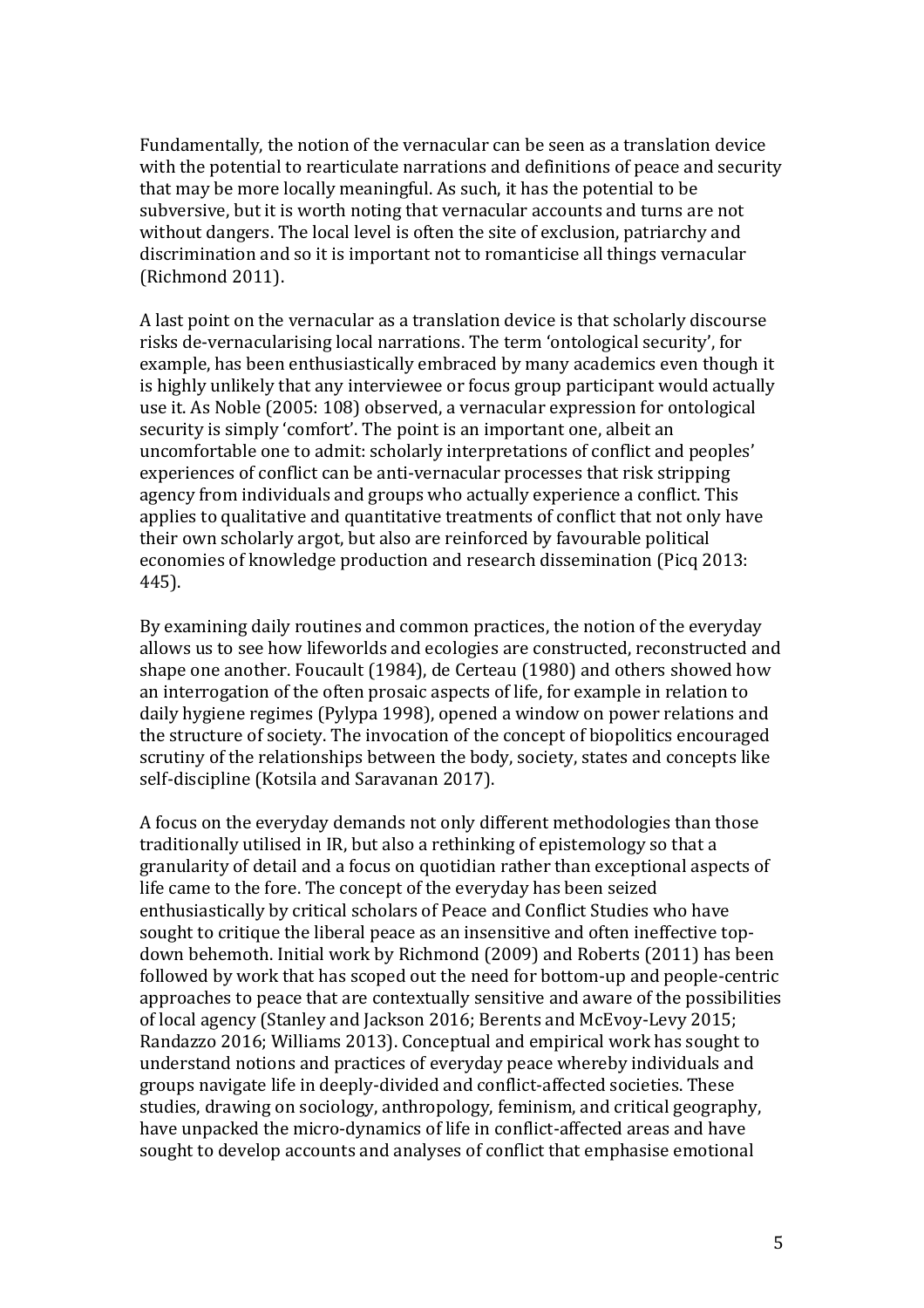Fundamentally, the notion of the vernacular can be seen as a translation device with the potential to rearticulate narrations and definitions of peace and security that may be more locally meaningful. As such, it has the potential to be subversive, but it is worth noting that vernacular accounts and turns are not without dangers. The local level is often the site of exclusion, patriarchy and discrimination and so it is important not to romanticise all things vernacular (Richmond 2011).

A last point on the vernacular as a translation device is that scholarly discourse risks de-vernacularising local narrations. The term 'ontological security', for example, has been enthusiastically embraced by many academics even though it is highly unlikely that any interviewee or focus group participant would actually use it. As Noble (2005: 108) observed, a vernacular expression for ontological security is simply 'comfort'. The point is an important one, albeit an uncomfortable one to admit: scholarly interpretations of conflict and peoples' experiences of conflict can be anti-vernacular processes that risk stripping agency from individuals and groups who actually experience a conflict. This applies to qualitative and quantitative treatments of conflict that not only have their own scholarly argot, but also are reinforced by favourable political economies of knowledge production and research dissemination (Picq 2013: 445).

By examining daily routines and common practices, the notion of the everyday allows us to see how lifeworlds and ecologies are constructed, reconstructed and shape one another. Foucault (1984), de Certeau (1980) and others showed how an interrogation of the often prosaic aspects of life, for example in relation to daily hygiene regimes (Pylypa 1998), opened a window on power relations and the structure of society. The invocation of the concept of biopolitics encouraged scrutiny of the relationships between the body, society, states and concepts like self-discipline (Kotsila and Saravanan 2017).

A focus on the everyday demands not only different methodologies than those traditionally utilised in IR, but also a rethinking of epistemology so that a granularity of detail and a focus on quotidian rather than exceptional aspects of life came to the fore. The concept of the everyday has been seized enthusiastically by critical scholars of Peace and Conflict Studies who have sought to critique the liberal peace as an insensitive and often ineffective top-down behemoth. Initial work by Richmond (2009) and Roberts (2011) has been followed by work that has scoped out the need for bottom-up and people-centric approaches to peace that are contextually sensitive and aware of the possibilities of local agency (Stanley and Jackson 2016; Berents and McEvoy-Levy 2015; Randazzo 2016; Williams 2013). Conceptual and empirical work has sought to understand notions and practices of everyday peace whereby individuals and groups navigate life in deeply-divided and conflict-affected societies. These studies, drawing on sociology, anthropology, feminism, and critical geography, have unpacked the micro-dynamics of life in conflict-affected areas and have sought to develop accounts and analyses of conflict that emphasise emotional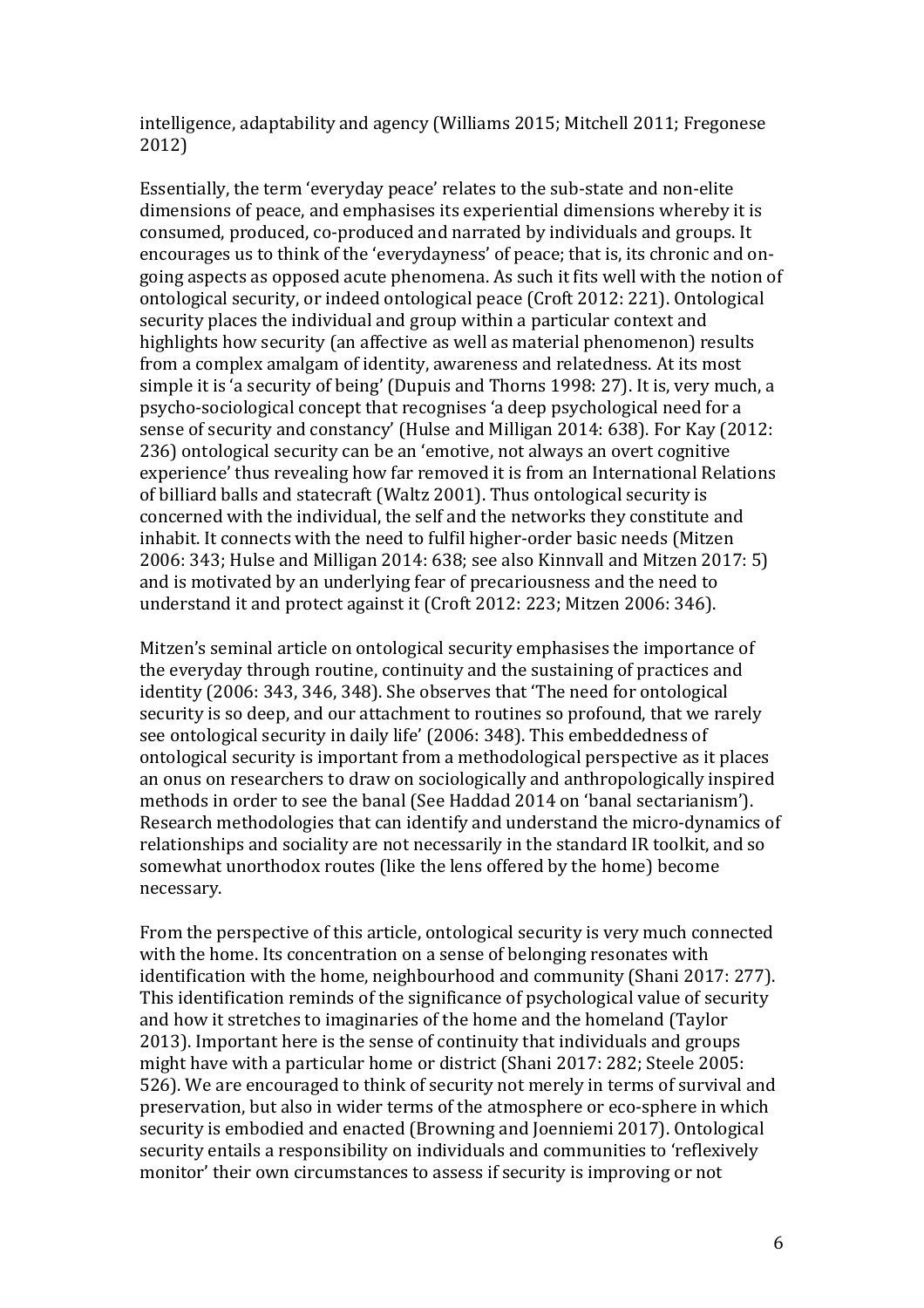intelligence, adaptability and agency (Williams 2015; Mitchell 2011; Fregonese 2012)

Essentially, the term 'everyday peace' relates to the sub-state and non-elite dimensions of peace, and emphasises its experiential dimensions whereby it is consumed, produced, co-produced and narrated by individuals and groups. It encourages us to think of the 'everydayness' of peace; that is, its chronic and on-going aspects as opposed acute phenomena. As such it fits well with the notion of ontological security, or indeed ontological peace (Croft 2012: 221). Ontological security places the individual and group within a particular context and highlights how security (an affective as well as material phenomenon) results from a complex amalgam of identity, awareness and relatedness. At its most simple it is 'a security of being' (Dupuis and Thorns 1998: 27). It is, very much, a psycho-sociological concept that recognises 'a deep psychological need for a sense of security and constancy' (Hulse and Milligan 2014: 638). For Kay (2012: 236) ontological security can be an 'emotive, not always an overt cognitive experience' thus revealing how far removed it is from an International Relations of billiard balls and statecraft (Waltz 2001). Thus ontological security is concerned with the individual, the self and the networks they constitute and inhabit. It connects with the need to fulfil higher-order basic needs (Mitzen 2006: 343; Hulse and Milligan 2014: 638; see also Kinnvall and Mitzen 2017: 5) and is motivated by an underlying fear of precariousness and the need to understand it and protect against it (Croft 2012: 223; Mitzen 2006: 346).

Mitzen's seminal article on ontological security emphasises the importance of the everyday through routine, continuity and the sustaining of practices and identity (2006: 343, 346, 348). She observes that 'The need for ontological security is so deep, and our attachment to routines so profound, that we rarely see ontological security in daily life' (2006: 348). This embeddedness of ontological security is important from a methodological perspective as it places an onus on researchers to draw on sociologically and anthropologically inspired methods in order to see the banal (See Haddad 2014 on 'banal sectarianism'). Research methodologies that can identify and understand the micro-dynamics of relationships and sociality are not necessarily in the standard IR toolkit, and so somewhat unorthodox routes (like the lens offered by the home) become necessary.

From the perspective of this article, ontological security is very much connected with the home. Its concentration on a sense of belonging resonates with identification with the home, neighbourhood and community (Shani 2017: 277). This identification reminds of the significance of psychological value of security and how it stretches to imaginaries of the home and the homeland (Taylor 2013). Important here is the sense of continuity that individuals and groups might have with a particular home or district (Shani 2017: 282; Steele 2005: 526). We are encouraged to think of security not merely in terms of survival and preservation, but also in wider terms of the atmosphere or eco-sphere in which security is embodied and enacted (Browning and Joenniemi 2017). Ontological security entails a responsibility on individuals and communities to 'reflexively monitor' their own circumstances to assess if security is improving or not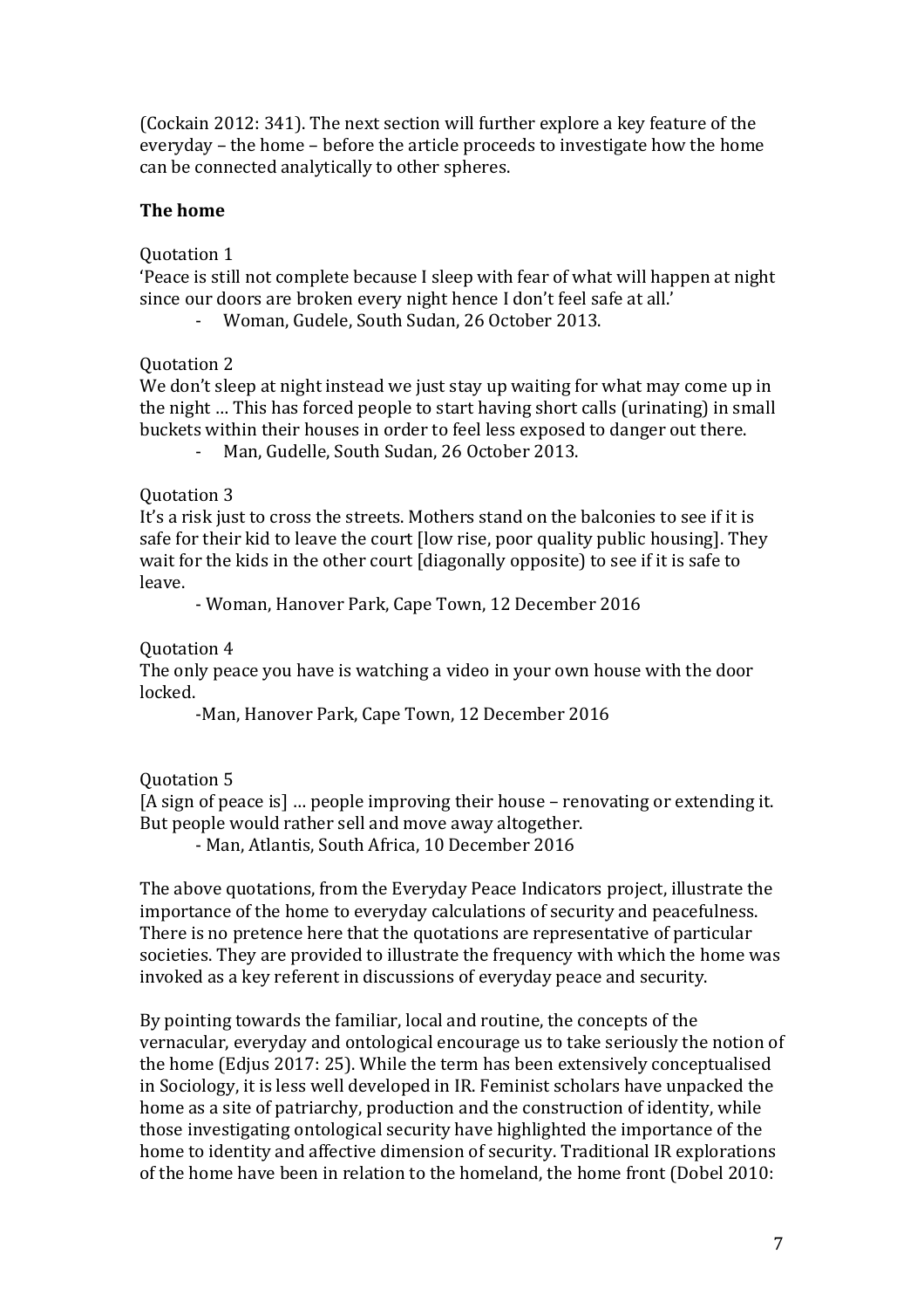(Cockain 2012: 341). The next section will further explore a key feature of the everyday – the home – before the article proceeds to investigate how the home can be connected analytically to other spheres.

## The home

Quotation 1
'Peace is still not complete because I sleep with fear of what will happen at night since our doors are broken every night hence I don't feel safe at all.'

- Woman, Gudele, South Sudan, 26 October 2013.

Quotation 2
We don't sleep at night instead we just stay up waiting for what may come up in the night … This has forced people to start having short calls (urinating) in small buckets within their houses in order to feel less exposed to danger out there.

- Man, Gudelle, South Sudan, 26 October 2013.

Quotation 3
It's a risk just to cross the streets. Mothers stand on the balconies to see if it is safe for their kid to leave the court [low rise, poor quality public housing]. They wait for the kids in the other court [diagonally opposite) to see if it is safe to leave.

- Woman, Hanover Park, Cape Town, 12 December 2016

Quotation 4
The only peace you have is watching a video in your own house with the door locked.

-Man, Hanover Park, Cape Town, 12 December 2016

Quotation 5
[A sign of peace is] … people improving their house – renovating or extending it. But people would rather sell and move away altogether.

- Man, Atlantis, South Africa, 10 December 2016

The above quotations, from the Everyday Peace Indicators project, illustrate the importance of the home to everyday calculations of security and peacefulness. There is no pretence here that the quotations are representative of particular societies. They are provided to illustrate the frequency with which the home was invoked as a key referent in discussions of everyday peace and security.

By pointing towards the familiar, local and routine, the concepts of the vernacular, everyday and ontological encourage us to take seriously the notion of the home (Edjus 2017: 25). While the term has been extensively conceptualised in Sociology, it is less well developed in IR. Feminist scholars have unpacked the home as a site of patriarchy, production and the construction of identity, while those investigating ontological security have highlighted the importance of the home to identity and affective dimension of security. Traditional IR explorations of the home have been in relation to the homeland, the home front (Dobel 2010: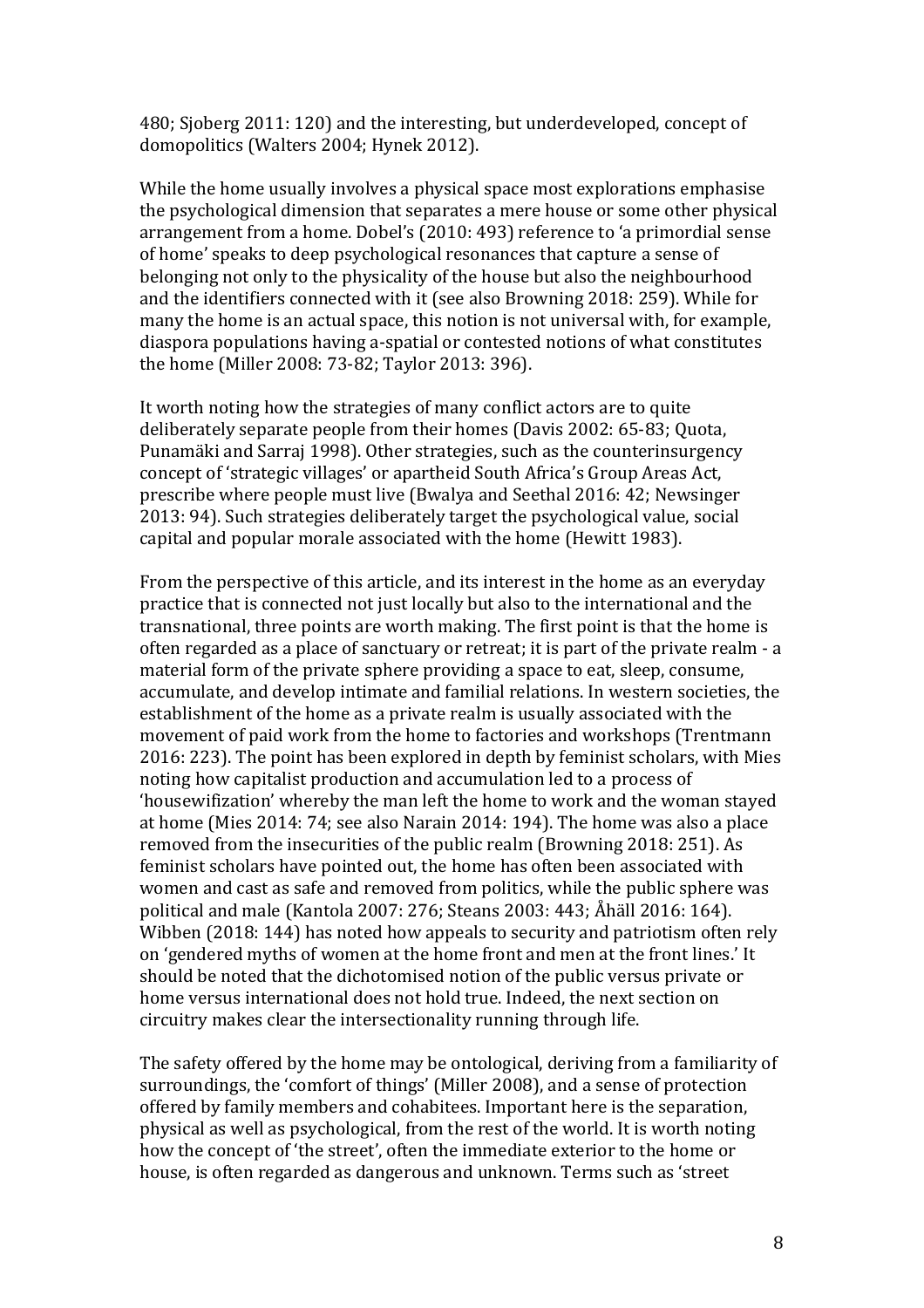480; Sjoberg 2011: 120) and the interesting, but underdeveloped, concept of domopolitics (Walters 2004; Hynek 2012).

While the home usually involves a physical space most explorations emphasise the psychological dimension that separates a mere house or some other physical arrangement from a home. Dobel's (2010: 493) reference to 'a primordial sense of home' speaks to deep psychological resonances that capture a sense of belonging not only to the physicality of the house but also the neighbourhood and the identifiers connected with it (see also Browning 2018: 259). While for many the home is an actual space, this notion is not universal with, for example, diaspora populations having a-spatial or contested notions of what constitutes the home (Miller 2008: 73-82; Taylor 2013: 396).

It worth noting how the strategies of many conflict actors are to quite deliberately separate people from their homes (Davis 2002: 65-83; Quota, Punamäki and Sarraj 1998). Other strategies, such as the counterinsurgency concept of 'strategic villages' or apartheid South Africa's Group Areas Act, prescribe where people must live (Bwalya and Seethal 2016: 42; Newsinger 2013: 94). Such strategies deliberately target the psychological value, social capital and popular morale associated with the home (Hewitt 1983).

From the perspective of this article, and its interest in the home as an everyday practice that is connected not just locally but also to the international and the transnational, three points are worth making. The first point is that the home is often regarded as a place of sanctuary or retreat; it is part of the private realm - a material form of the private sphere providing a space to eat, sleep, consume, accumulate, and develop intimate and familial relations. In western societies, the establishment of the home as a private realm is usually associated with the movement of paid work from the home to factories and workshops (Trentmann 2016: 223). The point has been explored in depth by feminist scholars, with Mies noting how capitalist production and accumulation led to a process of 'housewifization' whereby the man left the home to work and the woman stayed at home (Mies 2014: 74; see also Narain 2014: 194). The home was also a place removed from the insecurities of the public realm (Browning 2018: 251). As feminist scholars have pointed out, the home has often been associated with women and cast as safe and removed from politics, while the public sphere was political and male (Kantola 2007: 276; Steans 2003: 443; Åhäll 2016: 164). Wibben (2018: 144) has noted how appeals to security and patriotism often rely on 'gendered myths of women at the home front and men at the front lines.' It should be noted that the dichotomised notion of the public versus private or home versus international does not hold true. Indeed, the next section on circuitry makes clear the intersectionality running through life.

The safety offered by the home may be ontological, deriving from a familiarity of surroundings, the 'comfort of things' (Miller 2008), and a sense of protection offered by family members and cohabitees. Important here is the separation, physical as well as psychological, from the rest of the world. It is worth noting how the concept of 'the street', often the immediate exterior to the home or house, is often regarded as dangerous and unknown. Terms such as 'street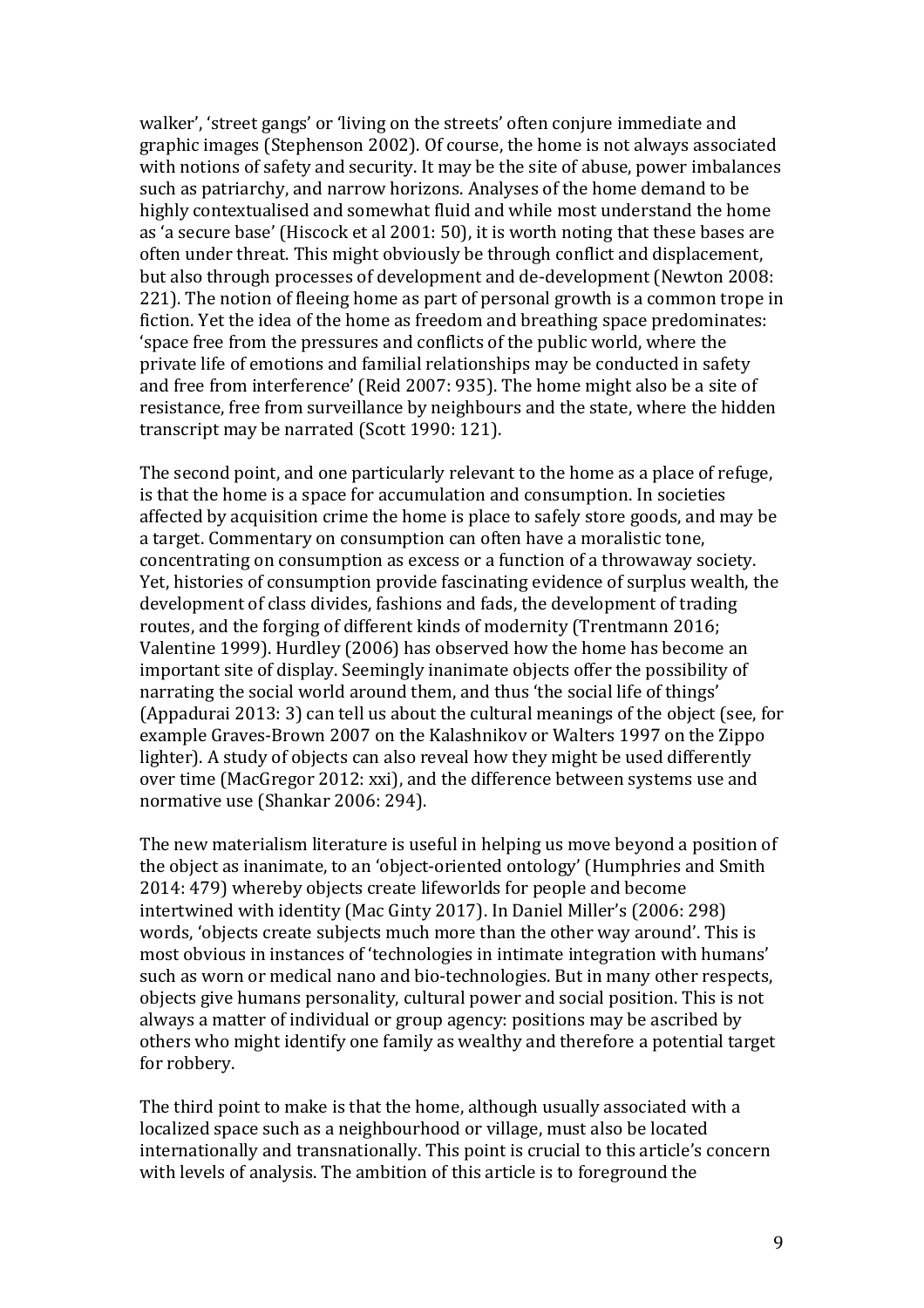walker', 'street gangs' or 'living on the streets' often conjure immediate and graphic images (Stephenson 2002). Of course, the home is not always associated with notions of safety and security. It may be the site of abuse, power imbalances such as patriarchy, and narrow horizons. Analyses of the home demand to be highly contextualised and somewhat fluid and while most understand the home as 'a secure base' (Hiscock et al 2001: 50), it is worth noting that these bases are often under threat. This might obviously be through conflict and displacement, but also through processes of development and de-development (Newton 2008: 221). The notion of fleeing home as part of personal growth is a common trope in fiction. Yet the idea of the home as freedom and breathing space predominates: 'space free from the pressures and conflicts of the public world, where the private life of emotions and familial relationships may be conducted in safety and free from interference' (Reid 2007: 935). The home might also be a site of resistance, free from surveillance by neighbours and the state, where the hidden transcript may be narrated (Scott 1990: 121).

The second point, and one particularly relevant to the home as a place of refuge, is that the home is a space for accumulation and consumption. In societies affected by acquisition crime the home is place to safely store goods, and may be a target. Commentary on consumption can often have a moralistic tone, concentrating on consumption as excess or a function of a throwaway society. Yet, histories of consumption provide fascinating evidence of surplus wealth, the development of class divides, fashions and fads, the development of trading routes, and the forging of different kinds of modernity (Trentmann 2016; Valentine 1999). Hurdley (2006) has observed how the home has become an important site of display. Seemingly inanimate objects offer the possibility of narrating the social world around them, and thus 'the social life of things' (Appadurai 2013: 3) can tell us about the cultural meanings of the object (see, for example Graves-Brown 2007 on the Kalashnikov or Walters 1997 on the Zippo lighter). A study of objects can also reveal how they might be used differently over time (MacGregor 2012: xxi), and the difference between systems use and normative use (Shankar 2006: 294).

The new materialism literature is useful in helping us move beyond a position of the object as inanimate, to an 'object-oriented ontology' (Humphries and Smith 2014: 479) whereby objects create lifeworlds for people and become intertwined with identity (Mac Ginty 2017). In Daniel Miller's (2006: 298) words, 'objects create subjects much more than the other way around'. This is most obvious in instances of 'technologies in intimate integration with humans' such as worn or medical nano and bio-technologies. But in many other respects, objects give humans personality, cultural power and social position. This is not always a matter of individual or group agency: positions may be ascribed by others who might identify one family as wealthy and therefore a potential target for robbery.

The third point to make is that the home, although usually associated with a localized space such as a neighbourhood or village, must also be located internationally and transnationally. This point is crucial to this article's concern with levels of analysis. The ambition of this article is to foreground the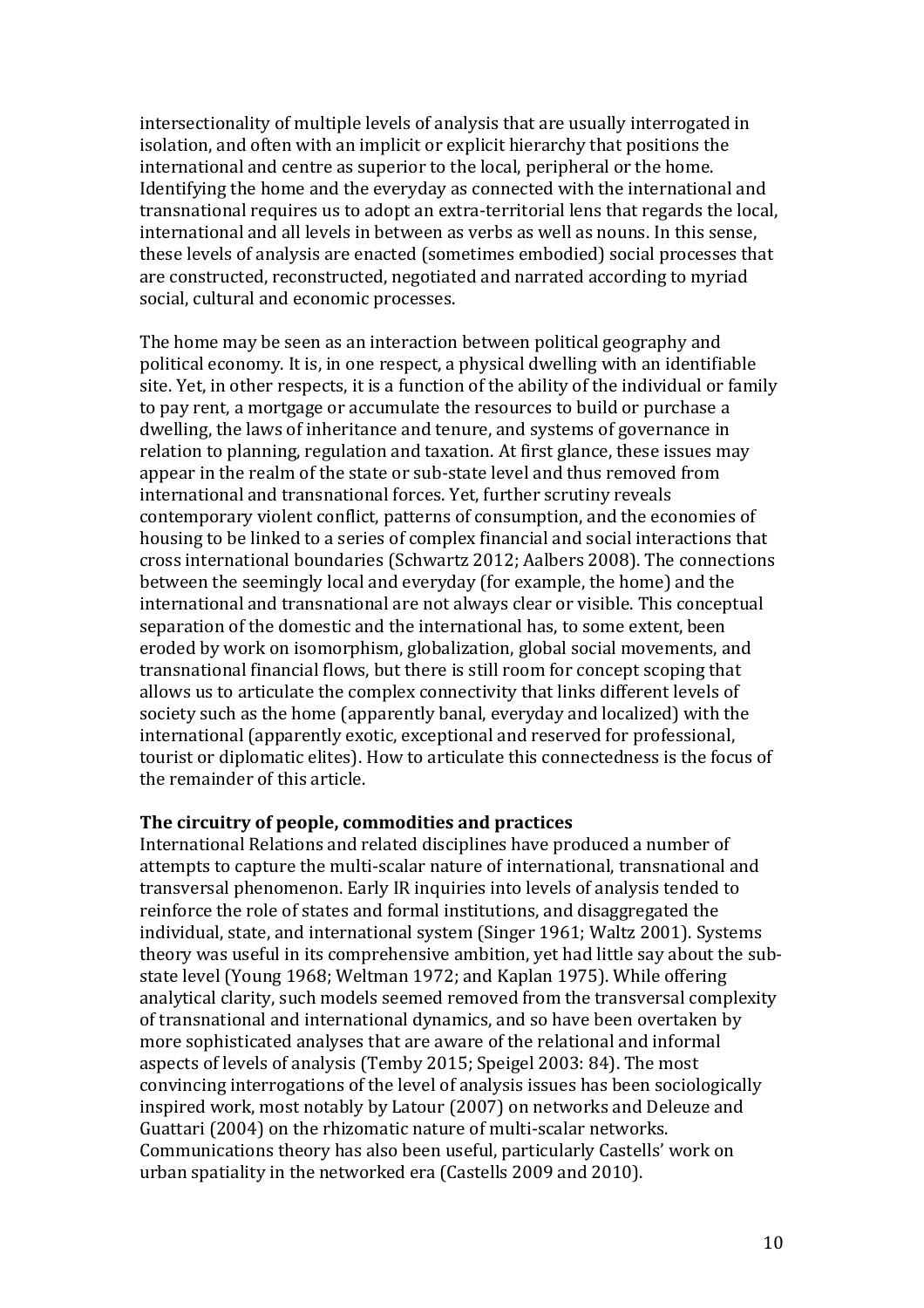intersectionality of multiple levels of analysis that are usually interrogated in isolation, and often with an implicit or explicit hierarchy that positions the international and centre as superior to the local, peripheral or the home. Identifying the home and the everyday as connected with the international and transnational requires us to adopt an extra-territorial lens that regards the local, international and all levels in between as verbs as well as nouns. In this sense, these levels of analysis are enacted (sometimes embodied) social processes that are constructed, reconstructed, negotiated and narrated according to myriad social, cultural and economic processes.

The home may be seen as an interaction between political geography and political economy. It is, in one respect, a physical dwelling with an identifiable site. Yet, in other respects, it is a function of the ability of the individual or family to pay rent, a mortgage or accumulate the resources to build or purchase a dwelling, the laws of inheritance and tenure, and systems of governance in relation to planning, regulation and taxation. At first glance, these issues may appear in the realm of the state or sub-state level and thus removed from international and transnational forces. Yet, further scrutiny reveals contemporary violent conflict, patterns of consumption, and the economies of housing to be linked to a series of complex financial and social interactions that cross international boundaries (Schwartz 2012; Aalbers 2008). The connections between the seemingly local and everyday (for example, the home) and the international and transnational are not always clear or visible. This conceptual separation of the domestic and the international has, to some extent, been eroded by work on isomorphism, globalization, global social movements, and transnational financial flows, but there is still room for concept scoping that allows us to articulate the complex connectivity that links different levels of society such as the home (apparently banal, everyday and localized) with the international (apparently exotic, exceptional and reserved for professional, tourist or diplomatic elites). How to articulate this connectedness is the focus of the remainder of this article.

**The circuitry of people, commodities and practices**

International Relations and related disciplines have produced a number of attempts to capture the multi-scalar nature of international, transnational and transversal phenomenon. Early IR inquiries into levels of analysis tended to reinforce the role of states and formal institutions, and disaggregated the individual, state, and international system (Singer 1961; Waltz 2001). Systems theory was useful in its comprehensive ambition, yet had little say about the sub-state level (Young 1968; Weltman 1972; and Kaplan 1975). While offering analytical clarity, such models seemed removed from the transversal complexity of transnational and international dynamics, and so have been overtaken by more sophisticated analyses that are aware of the relational and informal aspects of levels of analysis (Temby 2015; Speigel 2003: 84). The most convincing interrogations of the level of analysis issues has been sociologically inspired work, most notably by Latour (2007) on networks and Deleuze and Guattari (2004) on the rhizomatic nature of multi-scalar networks. Communications theory has also been useful, particularly Castells' work on urban spatiality in the networked era (Castells 2009 and 2010).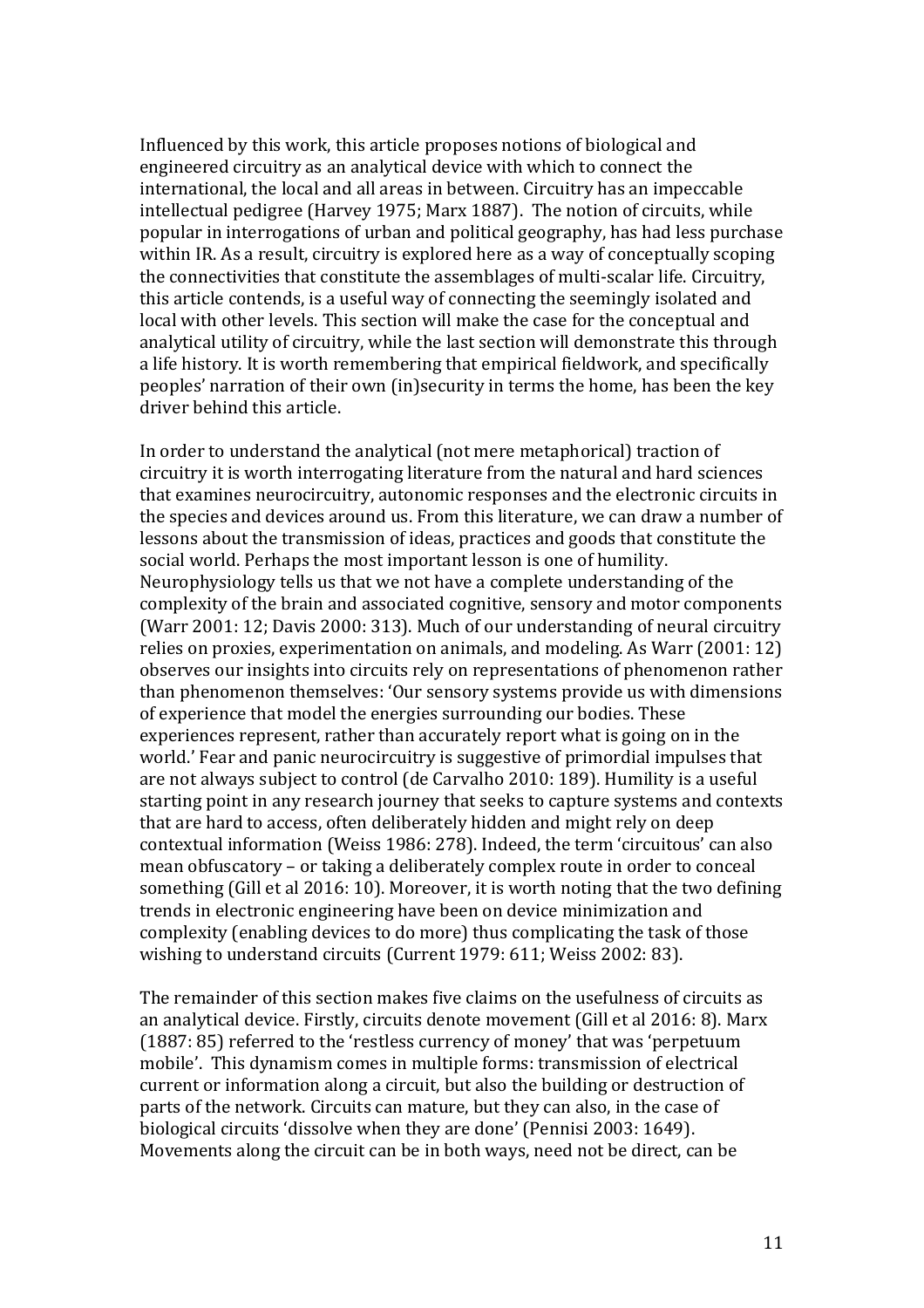Influenced by this work, this article proposes notions of biological and engineered circuitry as an analytical device with which to connect the international, the local and all areas in between. Circuitry has an impeccable intellectual pedigree (Harvey 1975; Marx 1887). The notion of circuits, while popular in interrogations of urban and political geography, has had less purchase within IR. As a result, circuitry is explored here as a way of conceptually scoping the connectivities that constitute the assemblages of multi-scalar life. Circuitry, this article contends, is a useful way of connecting the seemingly isolated and local with other levels. This section will make the case for the conceptual and analytical utility of circuitry, while the last section will demonstrate this through a life history. It is worth remembering that empirical fieldwork, and specifically peoples' narration of their own (in)security in terms the home, has been the key driver behind this article.

In order to understand the analytical (not mere metaphorical) traction of circuitry it is worth interrogating literature from the natural and hard sciences that examines neurocircuitry, autonomic responses and the electronic circuits in the species and devices around us. From this literature, we can draw a number of lessons about the transmission of ideas, practices and goods that constitute the social world. Perhaps the most important lesson is one of humility. Neurophysiology tells us that we not have a complete understanding of the complexity of the brain and associated cognitive, sensory and motor components (Warr 2001: 12; Davis 2000: 313). Much of our understanding of neural circuitry relies on proxies, experimentation on animals, and modeling. As Warr (2001: 12) observes our insights into circuits rely on representations of phenomenon rather than phenomenon themselves: 'Our sensory systems provide us with dimensions of experience that model the energies surrounding our bodies. These experiences represent, rather than accurately report what is going on in the world.' Fear and panic neurocircuitry is suggestive of primordial impulses that are not always subject to control (de Carvalho 2010: 189). Humility is a useful starting point in any research journey that seeks to capture systems and contexts that are hard to access, often deliberately hidden and might rely on deep contextual information (Weiss 1986: 278). Indeed, the term 'circuitous' can also mean obfuscatory – or taking a deliberately complex route in order to conceal something (Gill et al 2016: 10). Moreover, it is worth noting that the two defining trends in electronic engineering have been on device minimization and complexity (enabling devices to do more) thus complicating the task of those wishing to understand circuits (Current 1979: 611; Weiss 2002: 83).

The remainder of this section makes five claims on the usefulness of circuits as an analytical device. Firstly, circuits denote movement (Gill et al 2016: 8). Marx (1887: 85) referred to the 'restless currency of money' that was 'perpetuum mobile'. This dynamism comes in multiple forms: transmission of electrical current or information along a circuit, but also the building or destruction of parts of the network. Circuits can mature, but they can also, in the case of biological circuits 'dissolve when they are done' (Pennisi 2003: 1649). Movements along the circuit can be in both ways, need not be direct, can be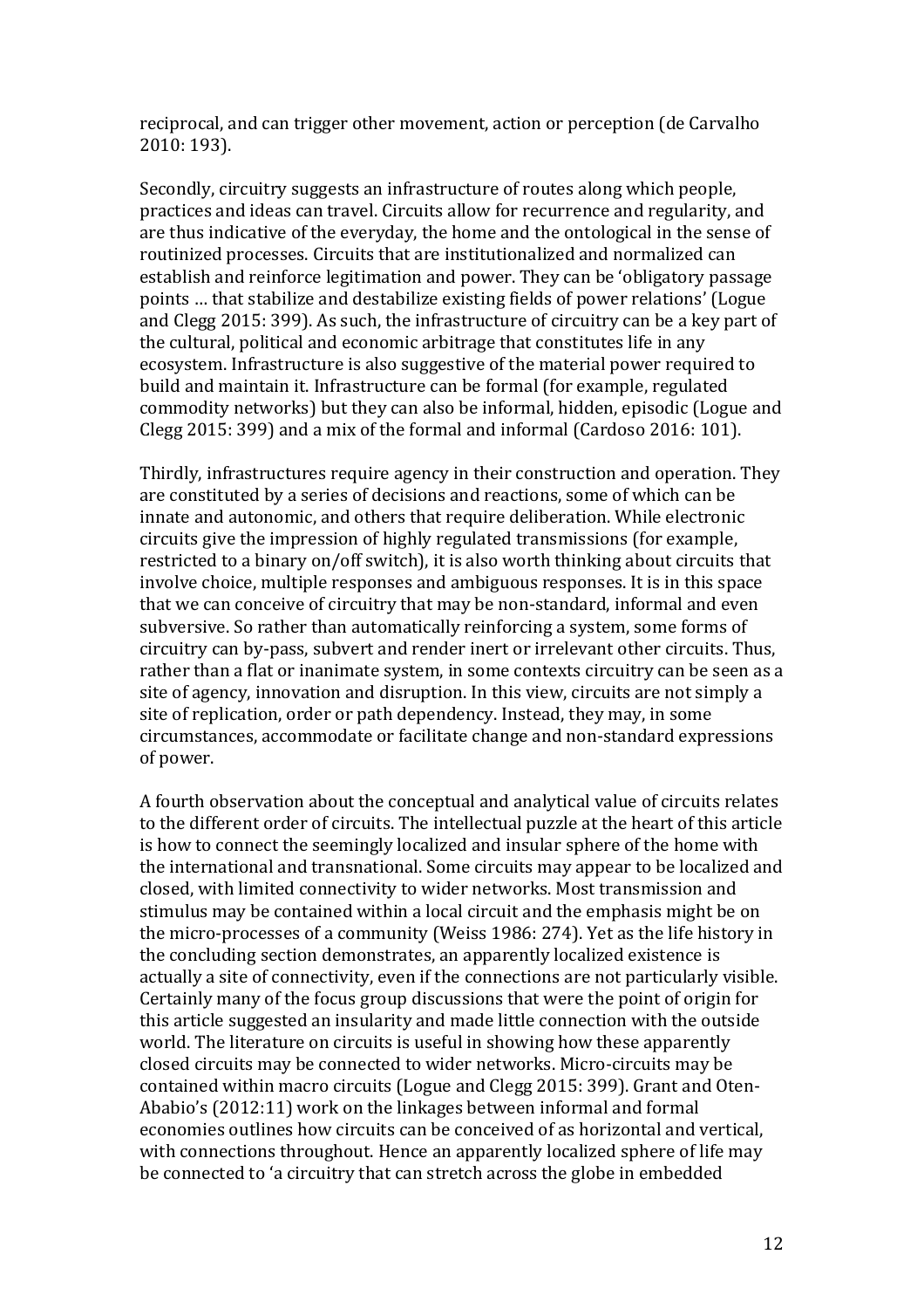reciprocal, and can trigger other movement, action or perception (de Carvalho 2010: 193).

Secondly, circuitry suggests an infrastructure of routes along which people, practices and ideas can travel. Circuits allow for recurrence and regularity, and are thus indicative of the everyday, the home and the ontological in the sense of routinized processes. Circuits that are institutionalized and normalized can establish and reinforce legitimation and power. They can be 'obligatory passage points … that stabilize and destabilize existing fields of power relations' (Logue and Clegg 2015: 399). As such, the infrastructure of circuitry can be a key part of the cultural, political and economic arbitrage that constitutes life in any ecosystem. Infrastructure is also suggestive of the material power required to build and maintain it. Infrastructure can be formal (for example, regulated commodity networks) but they can also be informal, hidden, episodic (Logue and Clegg 2015: 399) and a mix of the formal and informal (Cardoso 2016: 101).

Thirdly, infrastructures require agency in their construction and operation. They are constituted by a series of decisions and reactions, some of which can be innate and autonomic, and others that require deliberation. While electronic circuits give the impression of highly regulated transmissions (for example, restricted to a binary on/off switch), it is also worth thinking about circuits that involve choice, multiple responses and ambiguous responses. It is in this space that we can conceive of circuitry that may be non-standard, informal and even subversive. So rather than automatically reinforcing a system, some forms of circuitry can by-pass, subvert and render inert or irrelevant other circuits. Thus, rather than a flat or inanimate system, in some contexts circuitry can be seen as a site of agency, innovation and disruption. In this view, circuits are not simply a site of replication, order or path dependency. Instead, they may, in some circumstances, accommodate or facilitate change and non-standard expressions of power.

A fourth observation about the conceptual and analytical value of circuits relates to the different order of circuits. The intellectual puzzle at the heart of this article is how to connect the seemingly localized and insular sphere of the home with the international and transnational. Some circuits may appear to be localized and closed, with limited connectivity to wider networks. Most transmission and stimulus may be contained within a local circuit and the emphasis might be on the micro-processes of a community (Weiss 1986: 274). Yet as the life history in the concluding section demonstrates, an apparently localized existence is actually a site of connectivity, even if the connections are not particularly visible. Certainly many of the focus group discussions that were the point of origin for this article suggested an insularity and made little connection with the outside world. The literature on circuits is useful in showing how these apparently closed circuits may be connected to wider networks. Micro-circuits may be contained within macro circuits (Logue and Clegg 2015: 399). Grant and Oten-Ababio's (2012:11) work on the linkages between informal and formal economies outlines how circuits can be conceived of as horizontal and vertical, with connections throughout. Hence an apparently localized sphere of life may be connected to 'a circuitry that can stretch across the globe in embedded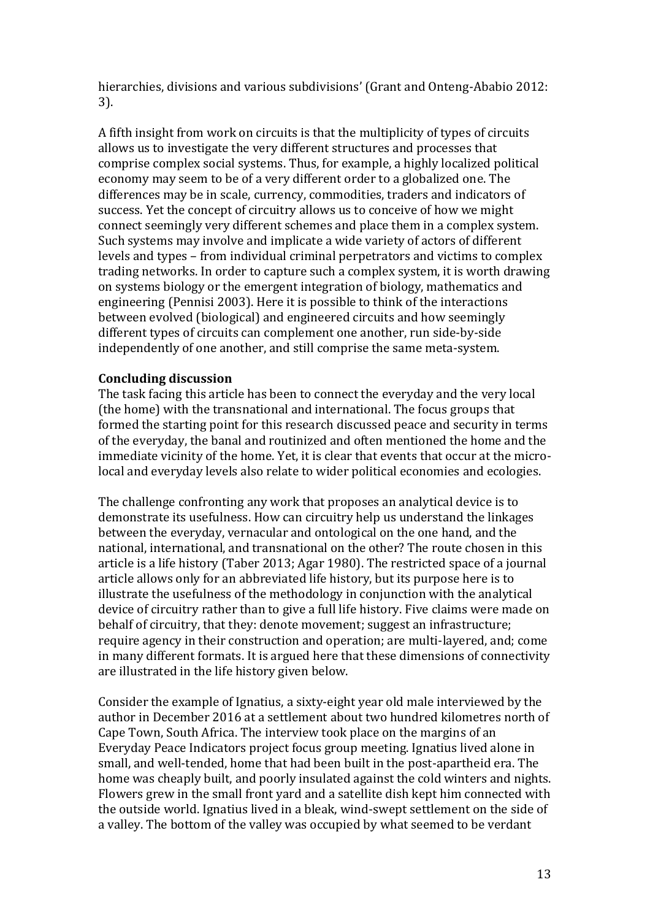hierarchies, divisions and various subdivisions' (Grant and Onteng-Ababio 2012: 3).

A fifth insight from work on circuits is that the multiplicity of types of circuits allows us to investigate the very different structures and processes that comprise complex social systems. Thus, for example, a highly localized political economy may seem to be of a very different order to a globalized one. The differences may be in scale, currency, commodities, traders and indicators of success. Yet the concept of circuitry allows us to conceive of how we might connect seemingly very different schemes and place them in a complex system. Such systems may involve and implicate a wide variety of actors of different levels and types – from individual criminal perpetrators and victims to complex trading networks. In order to capture such a complex system, it is worth drawing on systems biology or the emergent integration of biology, mathematics and engineering (Pennisi 2003). Here it is possible to think of the interactions between evolved (biological) and engineered circuits and how seemingly different types of circuits can complement one another, run side-by-side independently of one another, and still comprise the same meta-system.

## Concluding discussion

The task facing this article has been to connect the everyday and the very local (the home) with the transnational and international. The focus groups that formed the starting point for this research discussed peace and security in terms of the everyday, the banal and routinized and often mentioned the home and the immediate vicinity of the home. Yet, it is clear that events that occur at the micro-local and everyday levels also relate to wider political economies and ecologies.

The challenge confronting any work that proposes an analytical device is to demonstrate its usefulness. How can circuitry help us understand the linkages between the everyday, vernacular and ontological on the one hand, and the national, international, and transnational on the other? The route chosen in this article is a life history (Taber 2013; Agar 1980). The restricted space of a journal article allows only for an abbreviated life history, but its purpose here is to illustrate the usefulness of the methodology in conjunction with the analytical device of circuitry rather than to give a full life history. Five claims were made on behalf of circuitry, that they: denote movement; suggest an infrastructure; require agency in their construction and operation; are multi-layered, and; come in many different formats. It is argued here that these dimensions of connectivity are illustrated in the life history given below.

Consider the example of Ignatius, a sixty-eight year old male interviewed by the author in December 2016 at a settlement about two hundred kilometres north of Cape Town, South Africa. The interview took place on the margins of an Everyday Peace Indicators project focus group meeting. Ignatius lived alone in small, and well-tended, home that had been built in the post-apartheid era. The home was cheaply built, and poorly insulated against the cold winters and nights. Flowers grew in the small front yard and a satellite dish kept him connected with the outside world. Ignatius lived in a bleak, wind-swept settlement on the side of a valley. The bottom of the valley was occupied by what seemed to be verdant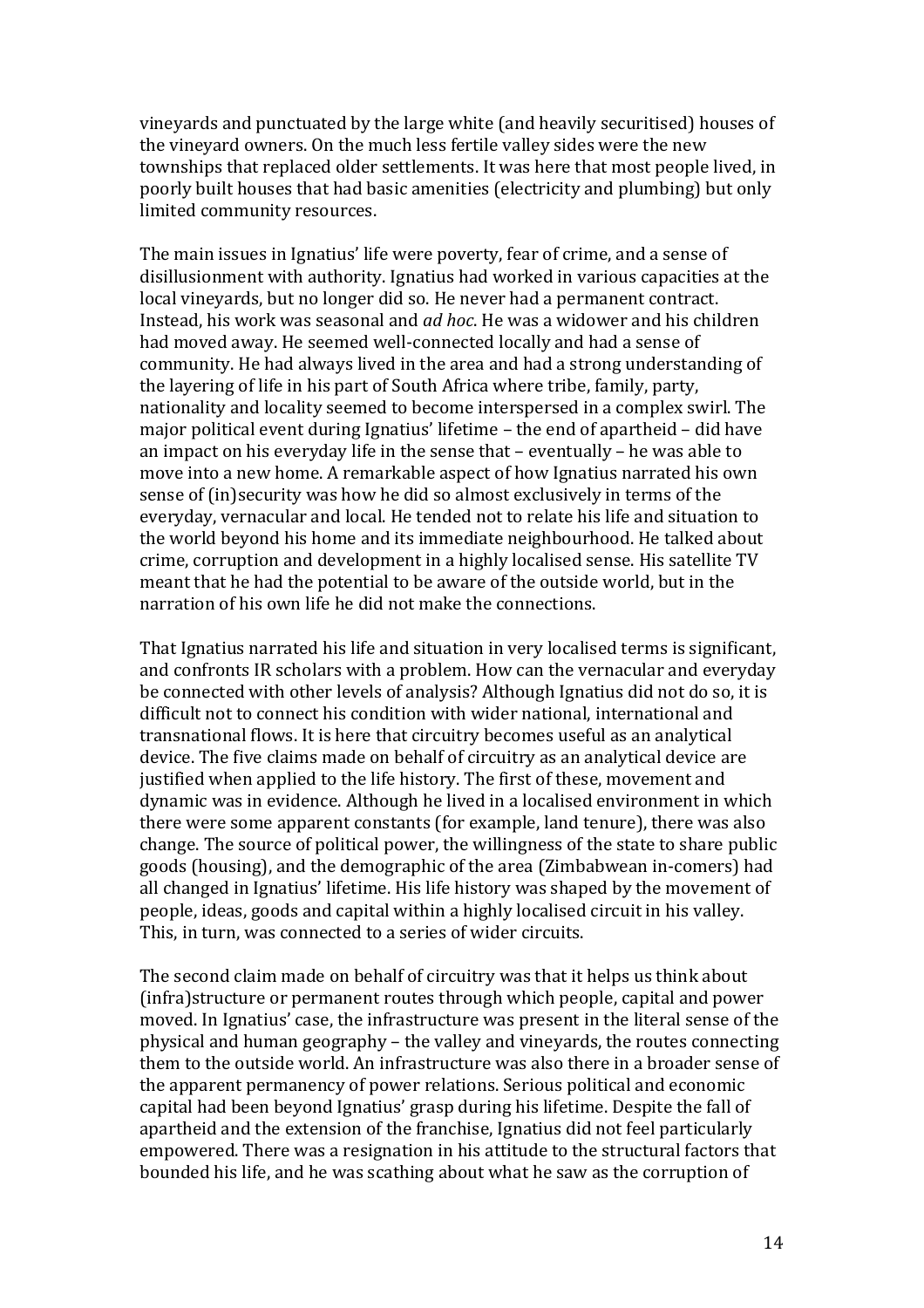vineyards and punctuated by the large white (and heavily securitised) houses of the vineyard owners. On the much less fertile valley sides were the new townships that replaced older settlements. It was here that most people lived, in poorly built houses that had basic amenities (electricity and plumbing) but only limited community resources.

The main issues in Ignatius' life were poverty, fear of crime, and a sense of disillusionment with authority. Ignatius had worked in various capacities at the local vineyards, but no longer did so. He never had a permanent contract. Instead, his work was seasonal and *ad hoc*. He was a widower and his children had moved away. He seemed well-connected locally and had a sense of community. He had always lived in the area and had a strong understanding of the layering of life in his part of South Africa where tribe, family, party, nationality and locality seemed to become interspersed in a complex swirl. The major political event during Ignatius' lifetime – the end of apartheid – did have an impact on his everyday life in the sense that – eventually – he was able to move into a new home. A remarkable aspect of how Ignatius narrated his own sense of (in)security was how he did so almost exclusively in terms of the everyday, vernacular and local. He tended not to relate his life and situation to the world beyond his home and its immediate neighbourhood. He talked about crime, corruption and development in a highly localised sense. His satellite TV meant that he had the potential to be aware of the outside world, but in the narration of his own life he did not make the connections.

That Ignatius narrated his life and situation in very localised terms is significant, and confronts IR scholars with a problem. How can the vernacular and everyday be connected with other levels of analysis? Although Ignatius did not do so, it is difficult not to connect his condition with wider national, international and transnational flows. It is here that circuitry becomes useful as an analytical device. The five claims made on behalf of circuitry as an analytical device are justified when applied to the life history. The first of these, movement and dynamic was in evidence. Although he lived in a localised environment in which there were some apparent constants (for example, land tenure), there was also change. The source of political power, the willingness of the state to share public goods (housing), and the demographic of the area (Zimbabwean in-comers) had all changed in Ignatius' lifetime. His life history was shaped by the movement of people, ideas, goods and capital within a highly localised circuit in his valley. This, in turn, was connected to a series of wider circuits.

The second claim made on behalf of circuitry was that it helps us think about (infra)structure or permanent routes through which people, capital and power moved. In Ignatius' case, the infrastructure was present in the literal sense of the physical and human geography – the valley and vineyards, the routes connecting them to the outside world. An infrastructure was also there in a broader sense of the apparent permanency of power relations. Serious political and economic capital had been beyond Ignatius' grasp during his lifetime. Despite the fall of apartheid and the extension of the franchise, Ignatius did not feel particularly empowered. There was a resignation in his attitude to the structural factors that bounded his life, and he was scathing about what he saw as the corruption of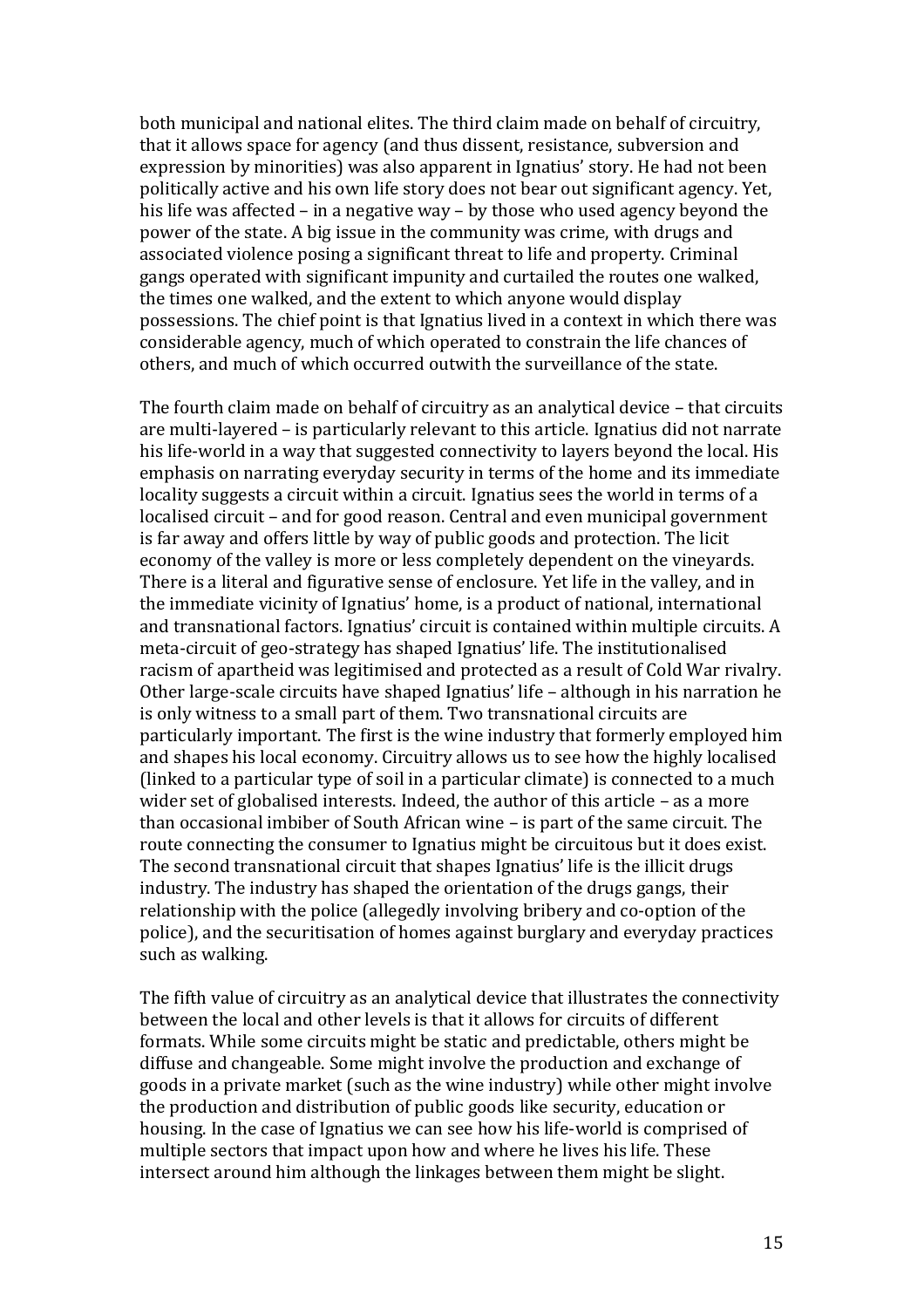both municipal and national elites. The third claim made on behalf of circuitry, that it allows space for agency (and thus dissent, resistance, subversion and expression by minorities) was also apparent in Ignatius' story. He had not been politically active and his own life story does not bear out significant agency. Yet, his life was affected – in a negative way – by those who used agency beyond the power of the state. A big issue in the community was crime, with drugs and associated violence posing a significant threat to life and property. Criminal gangs operated with significant impunity and curtailed the routes one walked, the times one walked, and the extent to which anyone would display possessions. The chief point is that Ignatius lived in a context in which there was considerable agency, much of which operated to constrain the life chances of others, and much of which occurred outwith the surveillance of the state.

The fourth claim made on behalf of circuitry as an analytical device – that circuits are multi-layered – is particularly relevant to this article. Ignatius did not narrate his life-world in a way that suggested connectivity to layers beyond the local. His emphasis on narrating everyday security in terms of the home and its immediate locality suggests a circuit within a circuit. Ignatius sees the world in terms of a localised circuit – and for good reason. Central and even municipal government is far away and offers little by way of public goods and protection. The licit economy of the valley is more or less completely dependent on the vineyards. There is a literal and figurative sense of enclosure. Yet life in the valley, and in the immediate vicinity of Ignatius' home, is a product of national, international and transnational factors. Ignatius' circuit is contained within multiple circuits. A meta-circuit of geo-strategy has shaped Ignatius' life. The institutionalised racism of apartheid was legitimised and protected as a result of Cold War rivalry. Other large-scale circuits have shaped Ignatius' life – although in his narration he is only witness to a small part of them. Two transnational circuits are particularly important. The first is the wine industry that formerly employed him and shapes his local economy. Circuitry allows us to see how the highly localised (linked to a particular type of soil in a particular climate) is connected to a much wider set of globalised interests. Indeed, the author of this article – as a more than occasional imbiber of South African wine – is part of the same circuit. The route connecting the consumer to Ignatius might be circuitous but it does exist. The second transnational circuit that shapes Ignatius' life is the illicit drugs industry. The industry has shaped the orientation of the drugs gangs, their relationship with the police (allegedly involving bribery and co-option of the police), and the securitisation of homes against burglary and everyday practices such as walking.

The fifth value of circuitry as an analytical device that illustrates the connectivity between the local and other levels is that it allows for circuits of different formats. While some circuits might be static and predictable, others might be diffuse and changeable. Some might involve the production and exchange of goods in a private market (such as the wine industry) while other might involve the production and distribution of public goods like security, education or housing. In the case of Ignatius we can see how his life-world is comprised of multiple sectors that impact upon how and where he lives his life. These intersect around him although the linkages between them might be slight.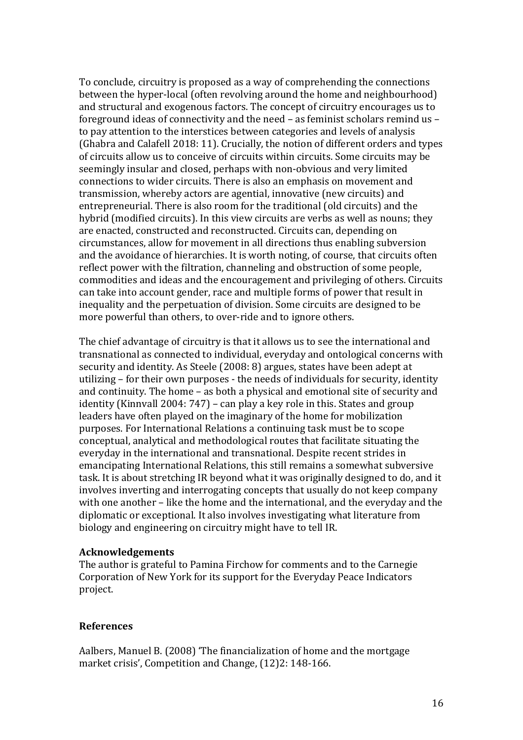To conclude, circuitry is proposed as a way of comprehending the connections between the hyper-local (often revolving around the home and neighbourhood) and structural and exogenous factors. The concept of circuitry encourages us to foreground ideas of connectivity and the need – as feminist scholars remind us – to pay attention to the interstices between categories and levels of analysis (Ghabra and Calafell 2018: 11). Crucially, the notion of different orders and types of circuits allow us to conceive of circuits within circuits. Some circuits may be seemingly insular and closed, perhaps with non-obvious and very limited connections to wider circuits. There is also an emphasis on movement and transmission, whereby actors are agential, innovative (new circuits) and entrepreneurial. There is also room for the traditional (old circuits) and the hybrid (modified circuits). In this view circuits are verbs as well as nouns; they are enacted, constructed and reconstructed. Circuits can, depending on circumstances, allow for movement in all directions thus enabling subversion and the avoidance of hierarchies. It is worth noting, of course, that circuits often reflect power with the filtration, channeling and obstruction of some people, commodities and ideas and the encouragement and privileging of others. Circuits can take into account gender, race and multiple forms of power that result in inequality and the perpetuation of division. Some circuits are designed to be more powerful than others, to over-ride and to ignore others.

The chief advantage of circuitry is that it allows us to see the international and transnational as connected to individual, everyday and ontological concerns with security and identity. As Steele (2008: 8) argues, states have been adept at utilizing – for their own purposes - the needs of individuals for security, identity and continuity. The home – as both a physical and emotional site of security and identity (Kinnvall 2004: 747) – can play a key role in this. States and group leaders have often played on the imaginary of the home for mobilization purposes. For International Relations a continuing task must be to scope conceptual, analytical and methodological routes that facilitate situating the everyday in the international and transnational. Despite recent strides in emancipating International Relations, this still remains a somewhat subversive task. It is about stretching IR beyond what it was originally designed to do, and it involves inverting and interrogating concepts that usually do not keep company with one another – like the home and the international, and the everyday and the diplomatic or exceptional. It also involves investigating what literature from biology and engineering on circuitry might have to tell IR.

**Acknowledgements**

The author is grateful to Pamina Firchow for comments and to the Carnegie Corporation of New York for its support for the Everyday Peace Indicators project.

**References**

Aalbers, Manuel B. (2008) 'The financialization of home and the mortgage market crisis', Competition and Change, (12)2: 148-166.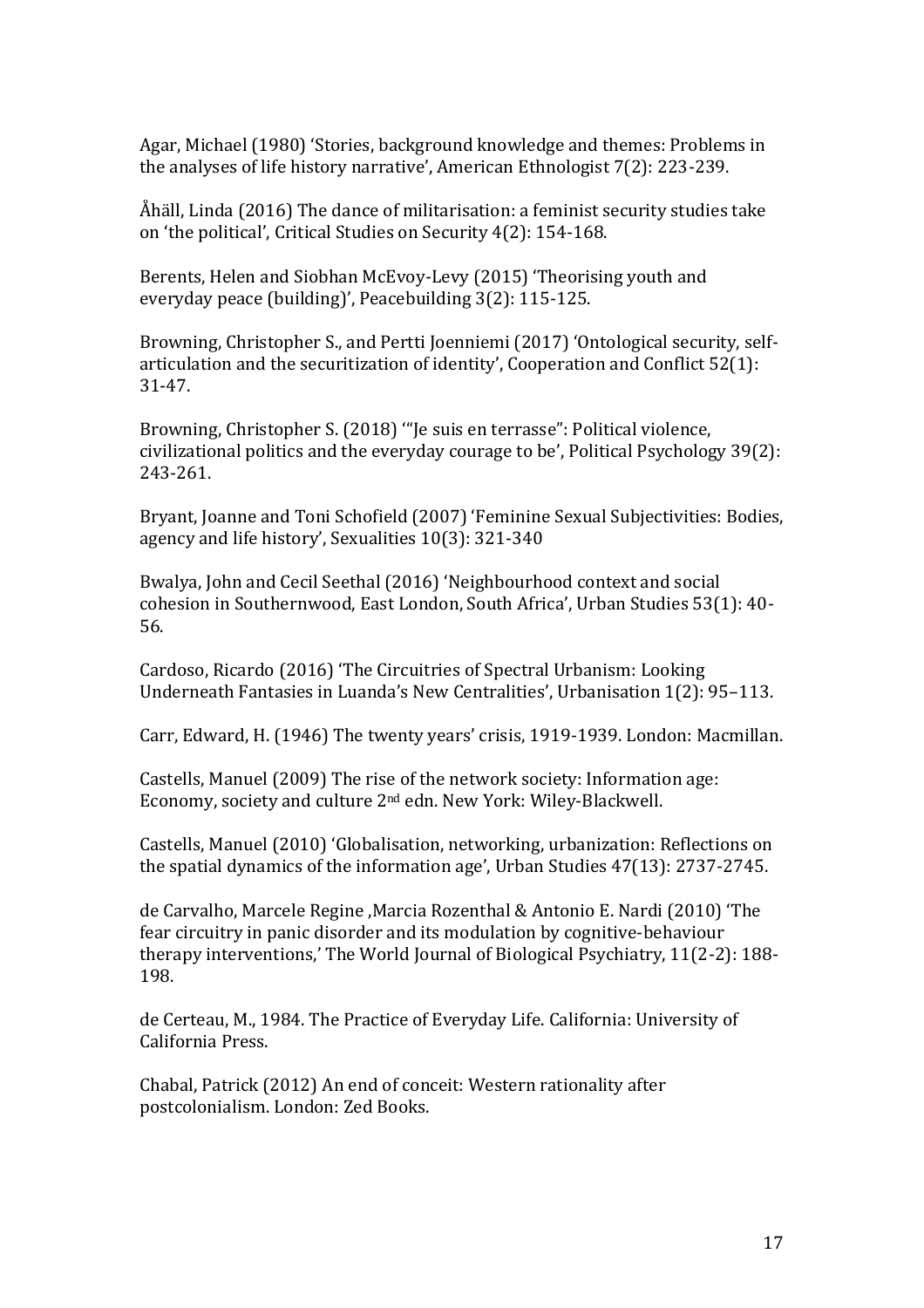Agar, Michael (1980) 'Stories, background knowledge and themes: Problems in the analyses of life history narrative', American Ethnologist 7(2): 223-239.

Åhäll, Linda (2016) The dance of militarisation: a feminist security studies take on 'the political', Critical Studies on Security 4(2): 154-168.

Berents, Helen and Siobhan McEvoy-Levy (2015) 'Theorising youth and everyday peace (building)', Peacebuilding 3(2): 115-125.

Browning, Christopher S., and Pertti Joenniemi (2017) 'Ontological security, self-articulation and the securitization of identity', Cooperation and Conflict 52(1): 31-47.

Browning, Christopher S. (2018) '"Je suis en terrasse": Political violence, civilizational politics and the everyday courage to be', Political Psychology 39(2): 243-261.

Bryant, Joanne and Toni Schofield (2007) 'Feminine Sexual Subjectivities: Bodies, agency and life history', Sexualities 10(3): 321-340

Bwalya, John and Cecil Seethal (2016) 'Neighbourhood context and social cohesion in Southernwood, East London, South Africa', Urban Studies 53(1): 40-56.

Cardoso, Ricardo (2016) 'The Circuitries of Spectral Urbanism: Looking Underneath Fantasies in Luanda's New Centralities', Urbanisation 1(2): 95–113.

Carr, Edward, H. (1946) The twenty years' crisis, 1919-1939. London: Macmillan.

Castells, Manuel (2009) The rise of the network society: Information age: Economy, society and culture 2nd edn. New York: Wiley-Blackwell.

Castells, Manuel (2010) 'Globalisation, networking, urbanization: Reflections on the spatial dynamics of the information age', Urban Studies 47(13): 2737-2745.

de Carvalho, Marcele Regine ,Marcia Rozenthal & Antonio E. Nardi (2010) 'The fear circuitry in panic disorder and its modulation by cognitive-behaviour therapy interventions,' The World Journal of Biological Psychiatry, 11(2-2): 188-198.

de Certeau, M., 1984. The Practice of Everyday Life. California: University of California Press.

Chabal, Patrick (2012) An end of conceit: Western rationality after postcolonialism. London: Zed Books.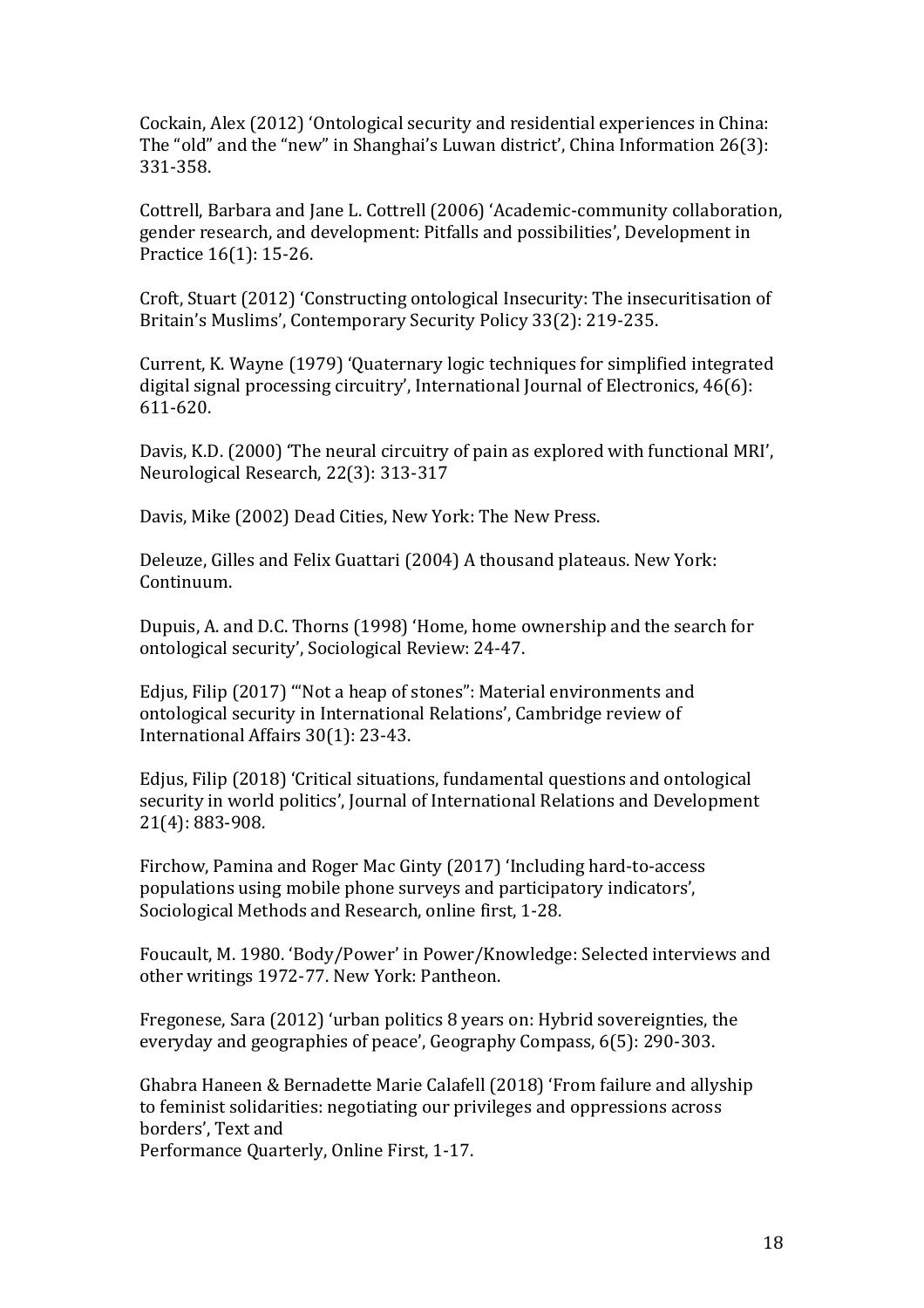Cockain, Alex (2012) 'Ontological security and residential experiences in China: The "old" and the "new" in Shanghai's Luwan district', China Information 26(3): 331-358.

Cottrell, Barbara and Jane L. Cottrell (2006) 'Academic-community collaboration, gender research, and development: Pitfalls and possibilities', Development in Practice 16(1): 15-26.

Croft, Stuart (2012) 'Constructing ontological Insecurity: The insecuritisation of Britain's Muslims', Contemporary Security Policy 33(2): 219-235.

Current, K. Wayne (1979) 'Quaternary logic techniques for simplified integrated digital signal processing circuitry', International Journal of Electronics, 46(6): 611-620.

Davis, K.D. (2000) 'The neural circuitry of pain as explored with functional MRI', Neurological Research, 22(3): 313-317

Davis, Mike (2002) Dead Cities, New York: The New Press.

Deleuze, Gilles and Felix Guattari (2004) A thousand plateaus. New York: Continuum.

Dupuis, A. and D.C. Thorns (1998) 'Home, home ownership and the search for ontological security', Sociological Review: 24-47.

Edjus, Filip (2017) '"Not a heap of stones": Material environments and ontological security in International Relations', Cambridge review of International Affairs 30(1): 23-43.

Edjus, Filip (2018) 'Critical situations, fundamental questions and ontological security in world politics', Journal of International Relations and Development 21(4): 883-908.

Firchow, Pamina and Roger Mac Ginty (2017) 'Including hard-to-access populations using mobile phone surveys and participatory indicators', Sociological Methods and Research, online first, 1-28.

Foucault, M. 1980. 'Body/Power' in Power/Knowledge: Selected interviews and other writings 1972-77. New York: Pantheon.

Fregonese, Sara (2012) 'urban politics 8 years on: Hybrid sovereignties, the everyday and geographies of peace', Geography Compass, 6(5): 290-303.

Ghabra Haneen & Bernadette Marie Calafell (2018) 'From failure and allyship to feminist solidarities: negotiating our privileges and oppressions across borders', Text and
Performance Quarterly, Online First, 1-17.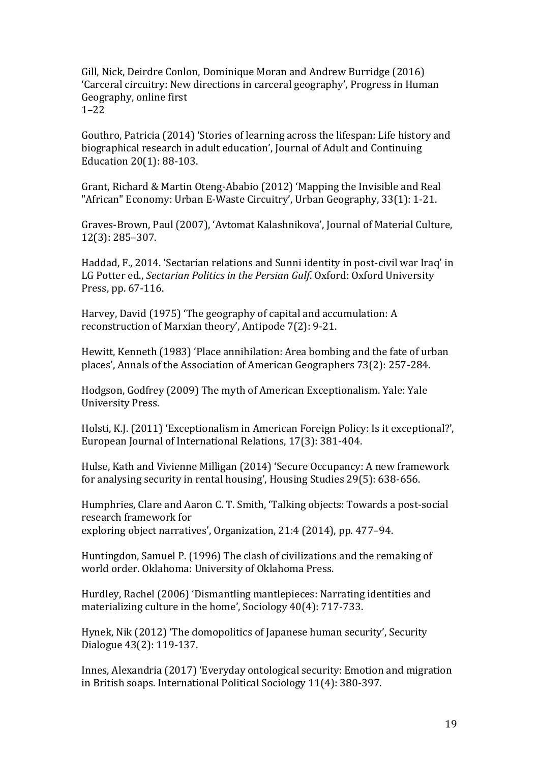Gill, Nick, Deirdre Conlon, Dominique Moran and Andrew Burridge (2016) 'Carceral circuitry: New directions in carceral geography', Progress in Human Geography, online first
1–22

Gouthro, Patricia (2014) 'Stories of learning across the lifespan: Life history and biographical research in adult education', Journal of Adult and Continuing Education 20(1): 88-103.

Grant, Richard & Martin Oteng-Ababio (2012) 'Mapping the Invisible and Real "African" Economy: Urban E-Waste Circuitry', Urban Geography, 33(1): 1-21.

Graves-Brown, Paul (2007), 'Avtomat Kalashnikova', Journal of Material Culture, 12(3): 285–307.

Haddad, F., 2014. 'Sectarian relations and Sunni identity in post-civil war Iraq' in LG Potter ed., *Sectarian Politics in the Persian Gulf*. Oxford: Oxford University Press, pp. 67-116.

Harvey, David (1975) 'The geography of capital and accumulation: A reconstruction of Marxian theory', Antipode 7(2): 9-21.

Hewitt, Kenneth (1983) 'Place annihilation: Area bombing and the fate of urban places', Annals of the Association of American Geographers 73(2): 257-284.

Hodgson, Godfrey (2009) The myth of American Exceptionalism. Yale: Yale University Press.

Holsti, K.J. (2011) 'Exceptionalism in American Foreign Policy: Is it exceptional?', European Journal of International Relations, 17(3): 381-404.

Hulse, Kath and Vivienne Milligan (2014) 'Secure Occupancy: A new framework for analysing security in rental housing', Housing Studies 29(5): 638-656.

Humphries, Clare and Aaron C. T. Smith, 'Talking objects: Towards a post-social research framework for
exploring object narratives', Organization, 21:4 (2014), pp. 477–94.

Huntingdon, Samuel P. (1996) The clash of civilizations and the remaking of world order. Oklahoma: University of Oklahoma Press.

Hurdley, Rachel (2006) 'Dismantling mantlepieces: Narrating identities and materializing culture in the home', Sociology 40(4): 717-733.

Hynek, Nik (2012) 'The domopolitics of Japanese human security', Security Dialogue 43(2): 119-137.

Innes, Alexandria (2017) 'Everyday ontological security: Emotion and migration in British soaps. International Political Sociology 11(4): 380-397.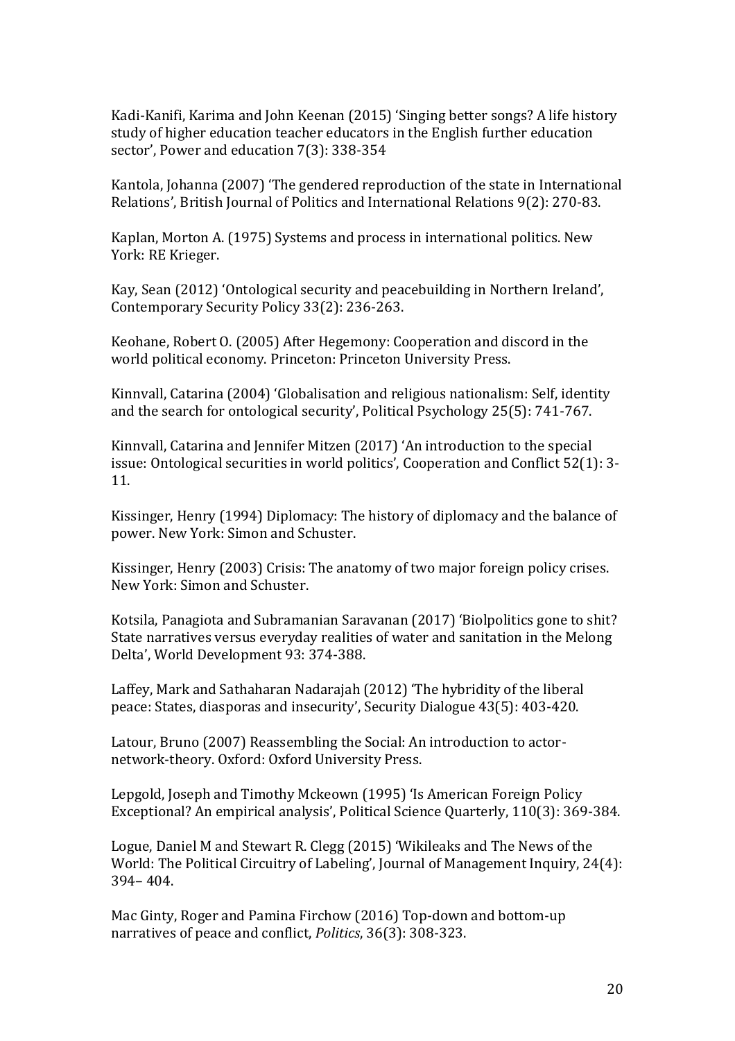Kadi-Kanifi, Karima and John Keenan (2015) 'Singing better songs? A life history study of higher education teacher educators in the English further education sector', Power and education 7(3): 338-354

Kantola, Johanna (2007) 'The gendered reproduction of the state in International Relations', British Journal of Politics and International Relations 9(2): 270-83.

Kaplan, Morton A. (1975) Systems and process in international politics. New York: RE Krieger.

Kay, Sean (2012) 'Ontological security and peacebuilding in Northern Ireland', Contemporary Security Policy 33(2): 236-263.

Keohane, Robert O. (2005) After Hegemony: Cooperation and discord in the world political economy. Princeton: Princeton University Press.

Kinnvall, Catarina (2004) 'Globalisation and religious nationalism: Self, identity and the search for ontological security', Political Psychology 25(5): 741-767.

Kinnvall, Catarina and Jennifer Mitzen (2017) 'An introduction to the special issue: Ontological securities in world politics', Cooperation and Conflict 52(1): 3-11.

Kissinger, Henry (1994) Diplomacy: The history of diplomacy and the balance of power. New York: Simon and Schuster.

Kissinger, Henry (2003) Crisis: The anatomy of two major foreign policy crises. New York: Simon and Schuster.

Kotsila, Panagiota and Subramanian Saravanan (2017) 'Biolpolitics gone to shit? State narratives versus everyday realities of water and sanitation in the Melong Delta', World Development 93: 374-388.

Laffey, Mark and Sathaharan Nadarajah (2012) 'The hybridity of the liberal peace: States, diasporas and insecurity', Security Dialogue 43(5): 403-420.

Latour, Bruno (2007) Reassembling the Social: An introduction to actor-network-theory. Oxford: Oxford University Press.

Lepgold, Joseph and Timothy Mckeown (1995) 'Is American Foreign Policy Exceptional? An empirical analysis', Political Science Quarterly, 110(3): 369-384.

Logue, Daniel M and Stewart R. Clegg (2015) 'Wikileaks and The News of the World: The Political Circuitry of Labeling', Journal of Management Inquiry, 24(4): 394– 404.

Mac Ginty, Roger and Pamina Firchow (2016) Top-down and bottom-up narratives of peace and conflict, *Politics*, 36(3): 308-323.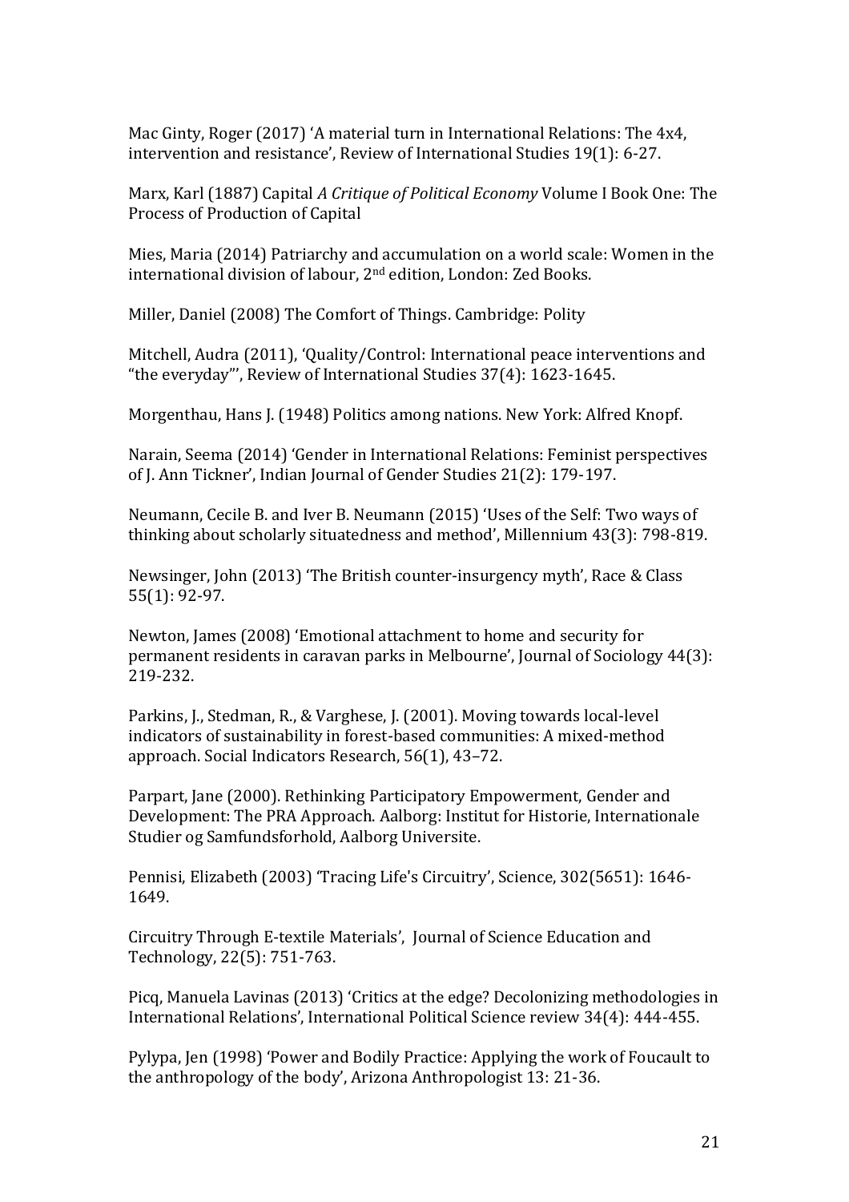Mac Ginty, Roger (2017) 'A material turn in International Relations: The 4x4, intervention and resistance', Review of International Studies 19(1): 6-27.

Marx, Karl (1887) Capital *A Critique of Political Economy* Volume I Book One: The Process of Production of Capital

Mies, Maria (2014) Patriarchy and accumulation on a world scale: Women in the international division of labour, 2nd edition, London: Zed Books.

Miller, Daniel (2008) The Comfort of Things. Cambridge: Polity

Mitchell, Audra (2011), 'Quality/Control: International peace interventions and "the everyday"', Review of International Studies 37(4): 1623-1645.

Morgenthau, Hans J. (1948) Politics among nations. New York: Alfred Knopf.

Narain, Seema (2014) 'Gender in International Relations: Feminist perspectives of J. Ann Tickner', Indian Journal of Gender Studies 21(2): 179-197.

Neumann, Cecile B. and Iver B. Neumann (2015) 'Uses of the Self: Two ways of thinking about scholarly situatedness and method', Millennium 43(3): 798-819.

Newsinger, John (2013) 'The British counter-insurgency myth', Race & Class 55(1): 92-97.

Newton, James (2008) 'Emotional attachment to home and security for permanent residents in caravan parks in Melbourne', Journal of Sociology 44(3): 219-232.

Parkins, J., Stedman, R., & Varghese, J. (2001). Moving towards local-level indicators of sustainability in forest-based communities: A mixed-method approach. Social Indicators Research, 56(1), 43–72.

Parpart, Jane (2000). Rethinking Participatory Empowerment, Gender and Development: The PRA Approach. Aalborg: Institut for Historie, Internationale Studier og Samfundsforhold, Aalborg Universite.

Pennisi, Elizabeth (2003) 'Tracing Life's Circuitry', Science, 302(5651): 1646-1649.

Circuitry Through E-textile Materials', Journal of Science Education and Technology, 22(5): 751-763.

Picq, Manuela Lavinas (2013) 'Critics at the edge? Decolonizing methodologies in International Relations', International Political Science review 34(4): 444-455.

Pylypa, Jen (1998) 'Power and Bodily Practice: Applying the work of Foucault to the anthropology of the body', Arizona Anthropologist 13: 21-36.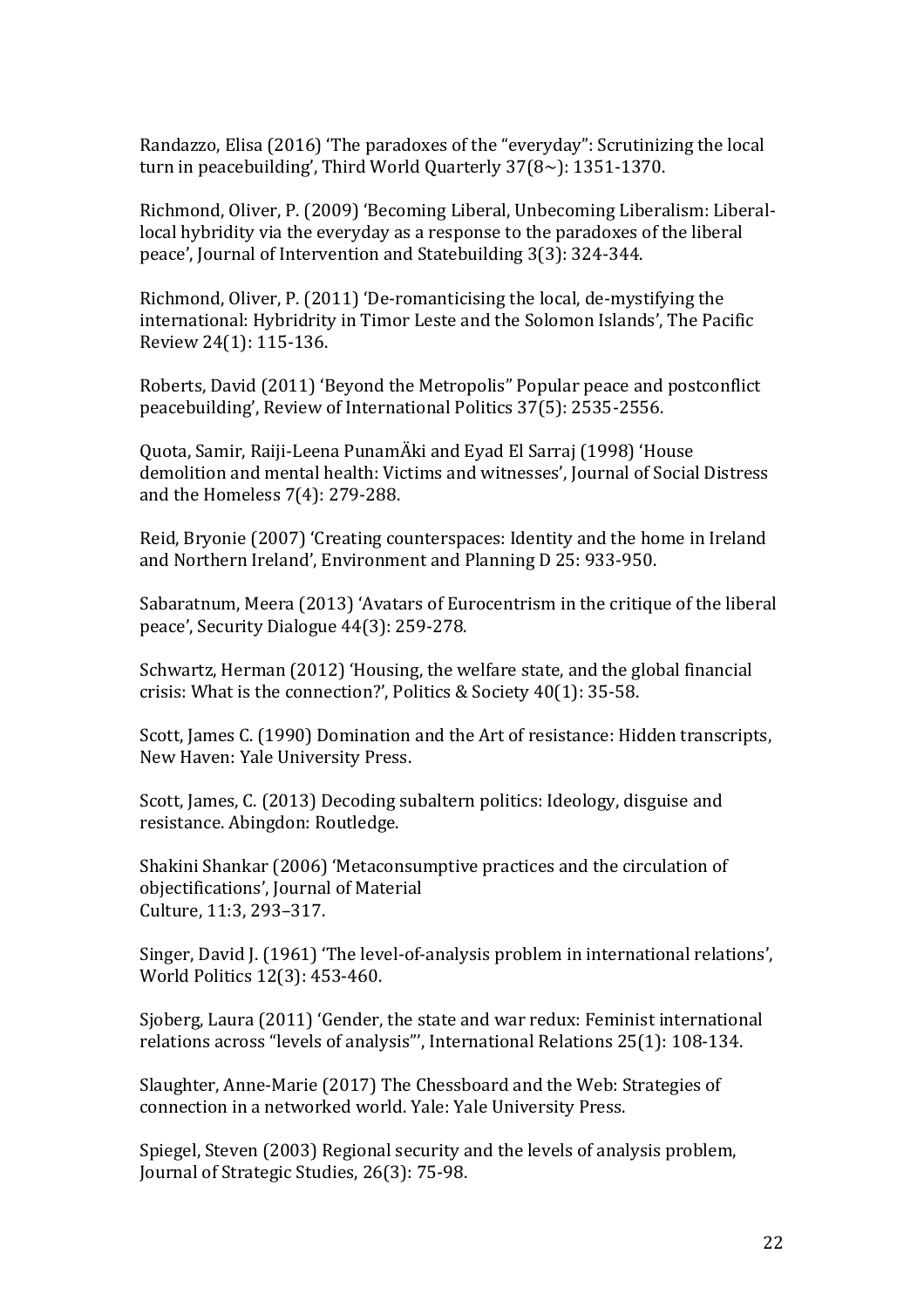Randazzo, Elisa (2016) 'The paradoxes of the "everyday": Scrutinizing the local turn in peacebuilding', Third World Quarterly 37(8~): 1351-1370.

Richmond, Oliver, P. (2009) 'Becoming Liberal, Unbecoming Liberalism: Liberal-local hybridity via the everyday as a response to the paradoxes of the liberal peace', Journal of Intervention and Statebuilding 3(3): 324-344.

Richmond, Oliver, P. (2011) 'De-romanticising the local, de-mystifying the international: Hybridrity in Timor Leste and the Solomon Islands', The Pacific Review 24(1): 115-136.

Roberts, David (2011) 'Beyond the Metropolis" Popular peace and postconflict peacebuilding', Review of International Politics 37(5): 2535-2556.

Quota, Samir, Raiji-Leena PunamÄki and Eyad El Sarraj (1998) 'House demolition and mental health: Victims and witnesses', Journal of Social Distress and the Homeless 7(4): 279-288.

Reid, Bryonie (2007) 'Creating counterspaces: Identity and the home in Ireland and Northern Ireland', Environment and Planning D 25: 933-950.

Sabaratnum, Meera (2013) 'Avatars of Eurocentrism in the critique of the liberal peace', Security Dialogue 44(3): 259-278.

Schwartz, Herman (2012) 'Housing, the welfare state, and the global financial crisis: What is the connection?', Politics & Society 40(1): 35-58.

Scott, James C. (1990) Domination and the Art of resistance: Hidden transcripts, New Haven: Yale University Press.

Scott, James, C. (2013) Decoding subaltern politics: Ideology, disguise and resistance. Abingdon: Routledge.

Shakini Shankar (2006) 'Metaconsumptive practices and the circulation of objectifications', Journal of Material Culture, 11:3, 293–317.

Singer, David J. (1961) 'The level-of-analysis problem in international relations', World Politics 12(3): 453-460.

Sjoberg, Laura (2011) 'Gender, the state and war redux: Feminist international relations across "levels of analysis"', International Relations 25(1): 108-134.

Slaughter, Anne-Marie (2017) The Chessboard and the Web: Strategies of connection in a networked world. Yale: Yale University Press.

Spiegel, Steven (2003) Regional security and the levels of analysis problem, Journal of Strategic Studies, 26(3): 75-98.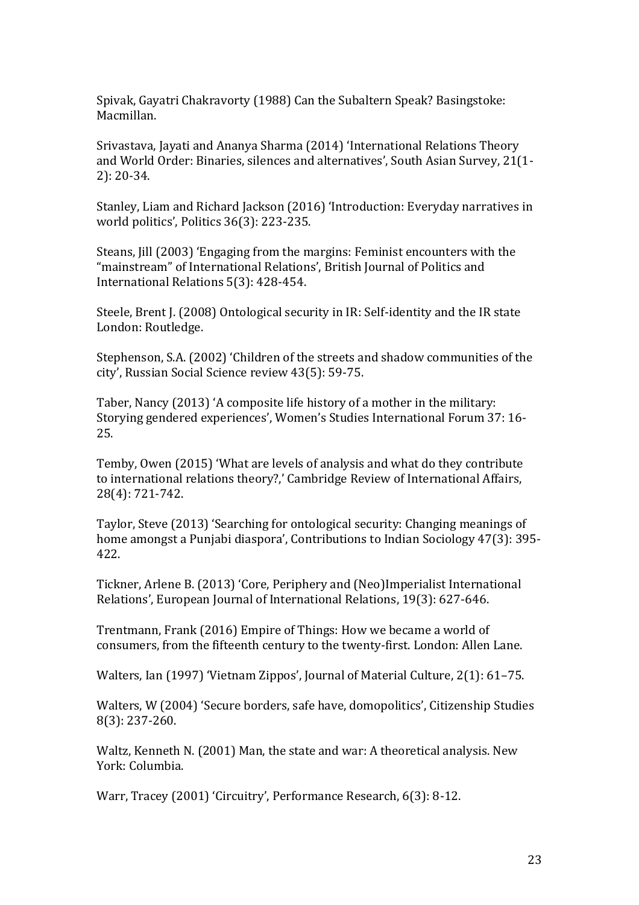Spivak, Gayatri Chakravorty (1988) Can the Subaltern Speak? Basingstoke: Macmillan.

Srivastava, Jayati and Ananya Sharma (2014) 'International Relations Theory and World Order: Binaries, silences and alternatives', South Asian Survey, 21(1-2): 20-34.

Stanley, Liam and Richard Jackson (2016) 'Introduction: Everyday narratives in world politics', Politics 36(3): 223-235.

Steans, Jill (2003) 'Engaging from the margins: Feminist encounters with the "mainstream" of International Relations', British Journal of Politics and International Relations 5(3): 428-454.

Steele, Brent J. (2008) Ontological security in IR: Self-identity and the IR state London: Routledge.

Stephenson, S.A. (2002) 'Children of the streets and shadow communities of the city', Russian Social Science review 43(5): 59-75.

Taber, Nancy (2013) 'A composite life history of a mother in the military: Storying gendered experiences', Women's Studies International Forum 37: 16-25.

Temby, Owen (2015) 'What are levels of analysis and what do they contribute to international relations theory?,' Cambridge Review of International Affairs, 28(4): 721-742.

Taylor, Steve (2013) 'Searching for ontological security: Changing meanings of home amongst a Punjabi diaspora', Contributions to Indian Sociology 47(3): 395-422.

Tickner, Arlene B. (2013) 'Core, Periphery and (Neo)Imperialist International Relations', European Journal of International Relations, 19(3): 627-646.

Trentmann, Frank (2016) Empire of Things: How we became a world of consumers, from the fifteenth century to the twenty-first. London: Allen Lane.

Walters, Ian (1997) 'Vietnam Zippos', Journal of Material Culture, 2(1): 61–75.

Walters, W (2004) 'Secure borders, safe have, domopolitics', Citizenship Studies 8(3): 237-260.

Waltz, Kenneth N. (2001) Man, the state and war: A theoretical analysis. New York: Columbia.

Warr, Tracey (2001) 'Circuitry', Performance Research, 6(3): 8-12.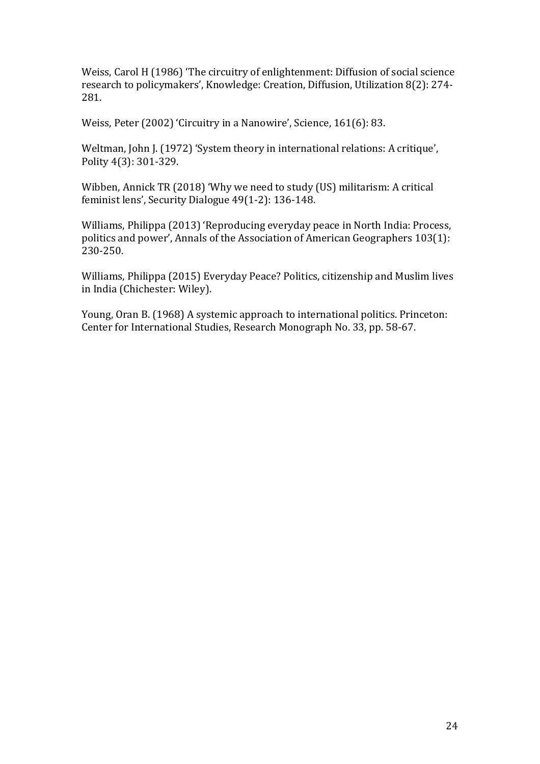Weiss, Carol H (1986) 'The circuitry of enlightenment: Diffusion of social science research to policymakers', Knowledge: Creation, Diffusion, Utilization 8(2): 274-281.

Weiss, Peter (2002) 'Circuitry in a Nanowire', Science, 161(6): 83.

Weltman, John J. (1972) 'System theory in international relations: A critique', Polity 4(3): 301-329.

Wibben, Annick TR (2018) 'Why we need to study (US) militarism: A critical feminist lens', Security Dialogue 49(1-2): 136-148.

Williams, Philippa (2013) 'Reproducing everyday peace in North India: Process, politics and power', Annals of the Association of American Geographers 103(1): 230-250.

Williams, Philippa (2015) Everyday Peace? Politics, citizenship and Muslim lives in India (Chichester: Wiley).

Young, Oran B. (1968) A systemic approach to international politics. Princeton: Center for International Studies, Research Monograph No. 33, pp. 58-67.